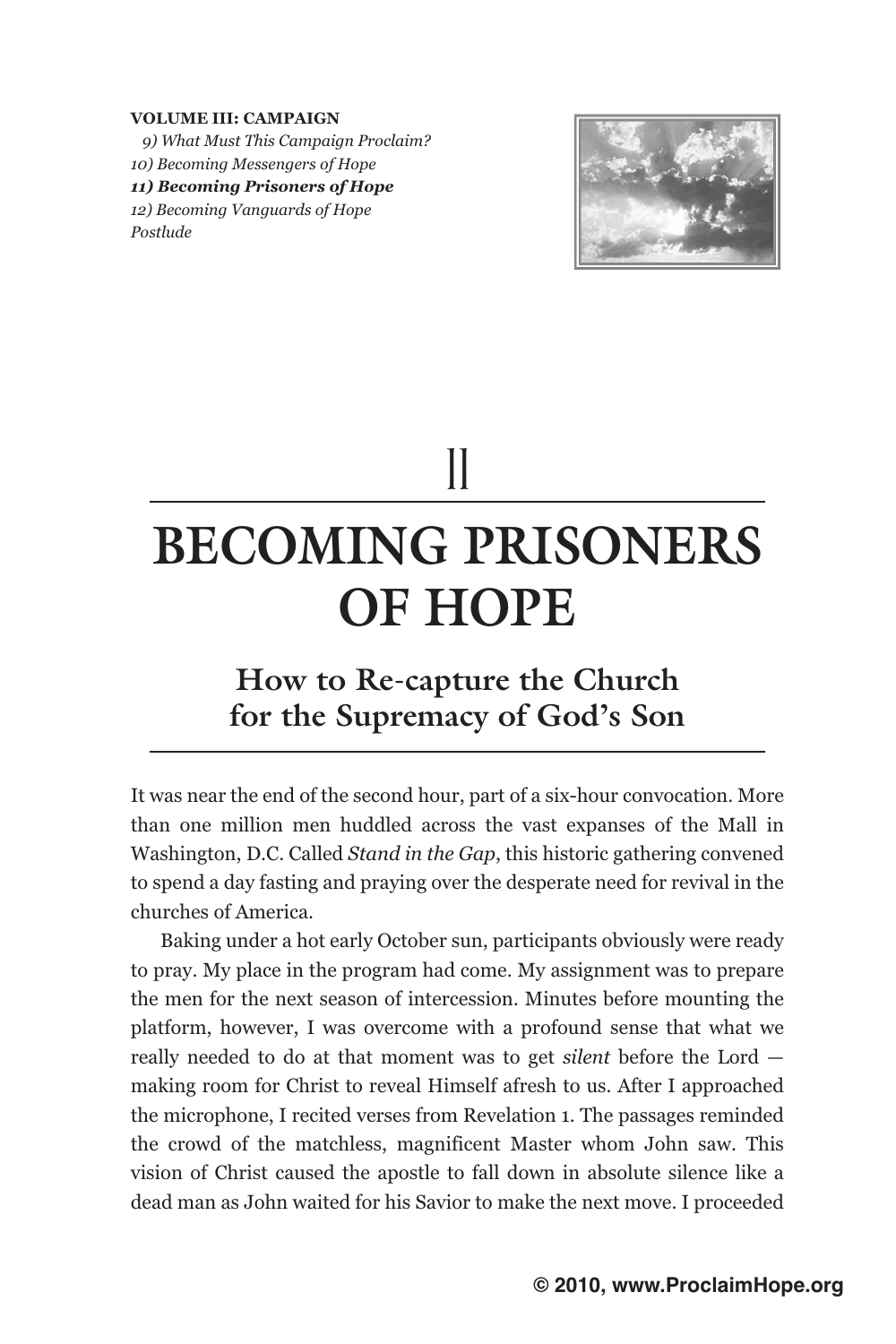**VOLUME III: CAMPAIGN**

*9) What Must This Campaign Proclaim?*
*10) Becoming Messengers of Hope*
***11) Becoming Prisoners of Hope***
*12) Becoming Vanguards of Hope*
*Postlude*

11

# BECOMING PRISONERS OF HOPE

## How to Re-capture the Church for the Supremacy of God's Son

It was near the end of the second hour, part of a six-hour convocation. More than one million men huddled across the vast expanses of the Mall in Washington, D.C. Called *Stand in the Gap*, this historic gathering convened to spend a day fasting and praying over the desperate need for revival in the churches of America.

Baking under a hot early October sun, participants obviously were ready to pray. My place in the program had come. My assignment was to prepare the men for the next season of intercession. Minutes before mounting the platform, however, I was overcome with a profound sense that what we really needed to do at that moment was to get *silent* before the Lord — making room for Christ to reveal Himself afresh to us. After I approached the microphone, I recited verses from Revelation 1. The passages reminded the crowd of the matchless, magnificent Master whom John saw. This vision of Christ caused the apostle to fall down in absolute silence like a dead man as John waited for his Savior to make the next move. I proceeded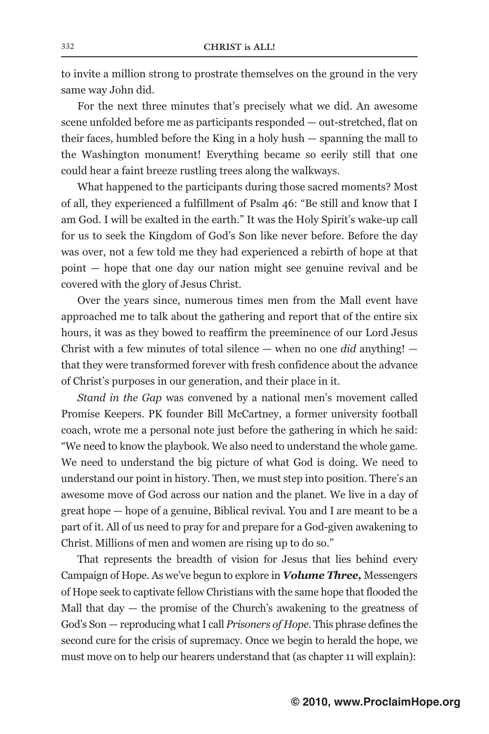to invite a million strong to prostrate themselves on the ground in the very same way John did.

For the next three minutes that's precisely what we did. An awesome scene unfolded before me as participants responded — out-stretched, flat on their faces, humbled before the King in a holy hush — spanning the mall to the Washington monument! Everything became so eerily still that one could hear a faint breeze rustling trees along the walkways.

What happened to the participants during those sacred moments? Most of all, they experienced a fulfillment of Psalm 46: "Be still and know that I am God. I will be exalted in the earth." It was the Holy Spirit's wake-up call for us to seek the Kingdom of God's Son like never before. Before the day was over, not a few told me they had experienced a rebirth of hope at that point — hope that one day our nation might see genuine revival and be covered with the glory of Jesus Christ.

Over the years since, numerous times men from the Mall event have approached me to talk about the gathering and report that of the entire six hours, it was as they bowed to reaffirm the preeminence of our Lord Jesus Christ with a few minutes of total silence — when no one *did* anything! — that they were transformed forever with fresh confidence about the advance of Christ's purposes in our generation, and their place in it.

*Stand in the Gap* was convened by a national men's movement called Promise Keepers. PK founder Bill McCartney, a former university football coach, wrote me a personal note just before the gathering in which he said: "We need to know the playbook. We also need to understand the whole game. We need to understand the big picture of what God is doing. We need to understand our point in history. Then, we must step into position. There's an awesome move of God across our nation and the planet. We live in a day of great hope — hope of a genuine, Biblical revival. You and I are meant to be a part of it. All of us need to pray for and prepare for a God-given awakening to Christ. Millions of men and women are rising up to do so."

That represents the breadth of vision for Jesus that lies behind every Campaign of Hope. As we've begun to explore in ***Volume Three,*** Messengers of Hope seek to captivate fellow Christians with the same hope that flooded the Mall that day — the promise of the Church's awakening to the greatness of God's Son — reproducing what I call *Prisoners of Hope*. This phrase defines the second cure for the crisis of supremacy. Once we begin to herald the hope, we must move on to help our hearers understand that (as chapter 11 will explain):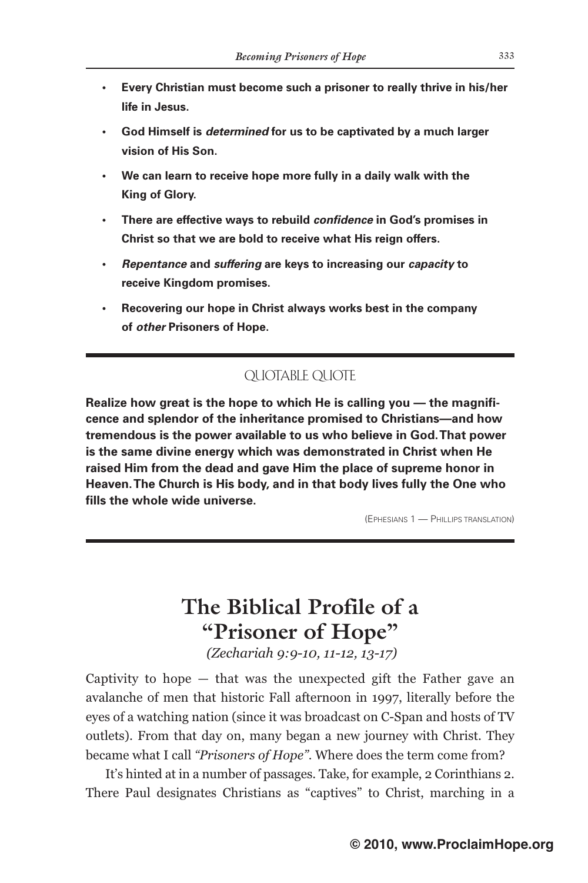- **Every Christian must become such a prisoner to really thrive in his/her life in Jesus.**
- **God Himself is *determined* for us to be captivated by a much larger vision of His Son.**
- **We can learn to receive hope more fully in a daily walk with the King of Glory.**
- **There are effective ways to rebuild *confidence* in God's promises in Christ so that we are bold to receive what His reign offers.**
- ***Repentance* and *suffering* are keys to increasing our *capacity* to receive Kingdom promises.**
- **Recovering our hope in Christ always works best in the company of *other* Prisoners of Hope.**

---

QUOTABLE QUOTE

**Realize how great is the hope to which He is calling you — the magnificence and splendor of the inheritance promised to Christians—and how tremendous is the power available to us who believe in God. That power is the same divine energy which was demonstrated in Christ when He raised Him from the dead and gave Him the place of supreme honor in Heaven. The Church is His body, and in that body lives fully the One who fills the whole wide universe.**

(EPHESIANS 1 — PHILLIPS TRANSLATION)

---

# The Biblical Profile of a "Prisoner of Hope"

*(Zechariah 9:9-10, 11-12, 13-17)*

Captivity to hope — that was the unexpected gift the Father gave an avalanche of men that historic Fall afternoon in 1997, literally before the eyes of a watching nation (since it was broadcast on C-Span and hosts of TV outlets). From that day on, many began a new journey with Christ. They became what I call *"Prisoners of Hope"*. Where does the term come from?

It's hinted at in a number of passages. Take, for example, 2 Corinthians 2. There Paul designates Christians as "captives" to Christ, marching in a

© 2010, www.ProclaimHope.org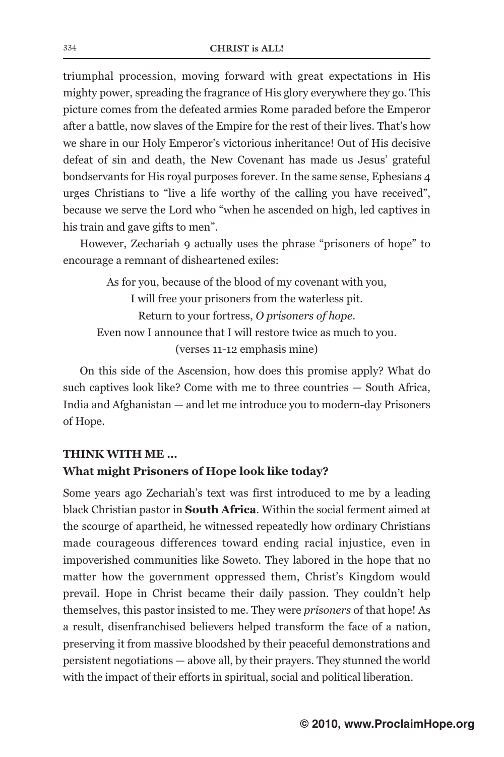triumphal procession, moving forward with great expectations in His mighty power, spreading the fragrance of His glory everywhere they go. This picture comes from the defeated armies Rome paraded before the Emperor after a battle, now slaves of the Empire for the rest of their lives. That's how we share in our Holy Emperor's victorious inheritance! Out of His decisive defeat of sin and death, the New Covenant has made us Jesus' grateful bondservants for His royal purposes forever. In the same sense, Ephesians 4 urges Christians to "live a life worthy of the calling you have received", because we serve the Lord who "when he ascended on high, led captives in his train and gave gifts to men".

However, Zechariah 9 actually uses the phrase "prisoners of hope" to encourage a remnant of disheartened exiles:

> As for you, because of the blood of my covenant with you,
> I will free your prisoners from the waterless pit.
> Return to your fortress, *O prisoners of hope*.
> Even now I announce that I will restore twice as much to you.
> (verses 11-12 emphasis mine)

On this side of the Ascension, how does this promise apply? What do such captives look like? Come with me to three countries — South Africa, India and Afghanistan — and let me introduce you to modern-day Prisoners of Hope.

**THINK WITH ME …**
**What might Prisoners of Hope look like today?**

Some years ago Zechariah's text was first introduced to me by a leading black Christian pastor in **South Africa**. Within the social ferment aimed at the scourge of apartheid, he witnessed repeatedly how ordinary Christians made courageous differences toward ending racial injustice, even in impoverished communities like Soweto. They labored in the hope that no matter how the government oppressed them, Christ's Kingdom would prevail. Hope in Christ became their daily passion. They couldn't help themselves, this pastor insisted to me. They were *prisoners* of that hope! As a result, disenfranchised believers helped transform the face of a nation, preserving it from massive bloodshed by their peaceful demonstrations and persistent negotiations — above all, by their prayers. They stunned the world with the impact of their efforts in spiritual, social and political liberation.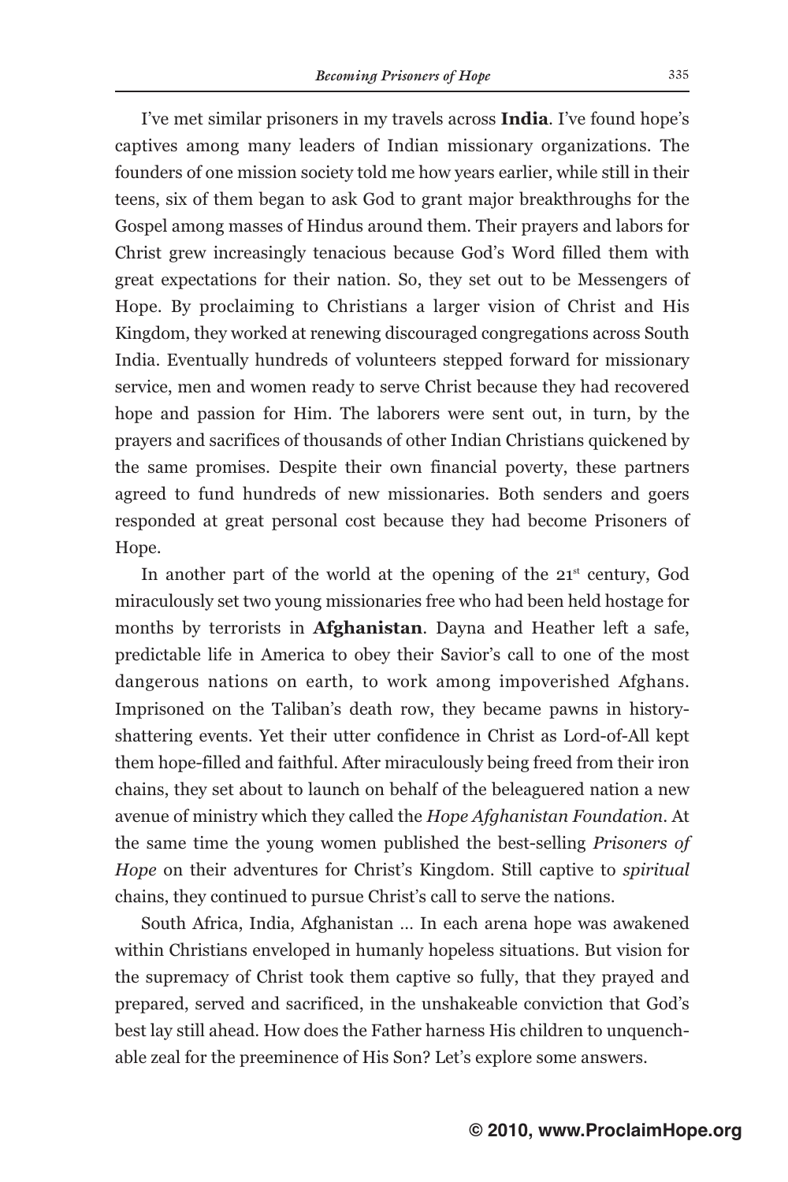I've met similar prisoners in my travels across **India**. I've found hope's captives among many leaders of Indian missionary organizations. The founders of one mission society told me how years earlier, while still in their teens, six of them began to ask God to grant major breakthroughs for the Gospel among masses of Hindus around them. Their prayers and labors for Christ grew increasingly tenacious because God's Word filled them with great expectations for their nation. So, they set out to be Messengers of Hope. By proclaiming to Christians a larger vision of Christ and His Kingdom, they worked at renewing discouraged congregations across South India. Eventually hundreds of volunteers stepped forward for missionary service, men and women ready to serve Christ because they had recovered hope and passion for Him. The laborers were sent out, in turn, by the prayers and sacrifices of thousands of other Indian Christians quickened by the same promises. Despite their own financial poverty, these partners agreed to fund hundreds of new missionaries. Both senders and goers responded at great personal cost because they had become Prisoners of Hope.

In another part of the world at the opening of the 21st century, God miraculously set two young missionaries free who had been held hostage for months by terrorists in **Afghanistan**. Dayna and Heather left a safe, predictable life in America to obey their Savior's call to one of the most dangerous nations on earth, to work among impoverished Afghans. Imprisoned on the Taliban's death row, they became pawns in history-shattering events. Yet their utter confidence in Christ as Lord-of-All kept them hope-filled and faithful. After miraculously being freed from their iron chains, they set about to launch on behalf of the beleaguered nation a new avenue of ministry which they called the *Hope Afghanistan Foundation*. At the same time the young women published the best-selling *Prisoners of Hope* on their adventures for Christ's Kingdom. Still captive to *spiritual* chains, they continued to pursue Christ's call to serve the nations.

South Africa, India, Afghanistan … In each arena hope was awakened within Christians enveloped in humanly hopeless situations. But vision for the supremacy of Christ took them captive so fully, that they prayed and prepared, served and sacrificed, in the unshakeable conviction that God's best lay still ahead. How does the Father harness His children to unquenchable zeal for the preeminence of His Son? Let's explore some answers.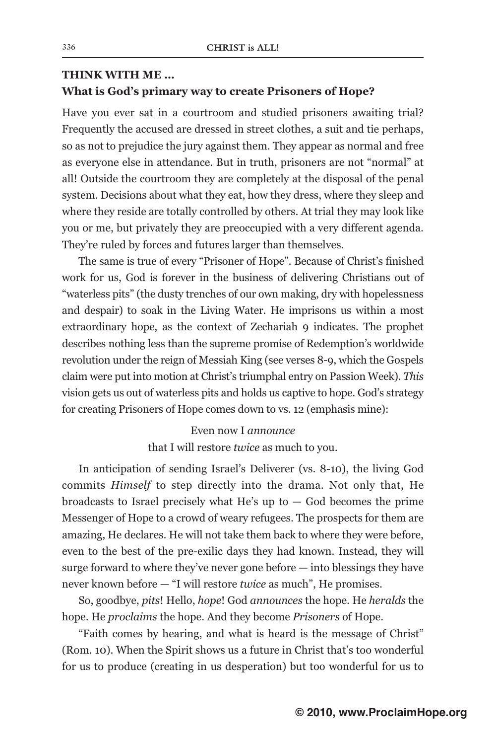**THINK WITH ME ...**
**What is God's primary way to create Prisoners of Hope?**

Have you ever sat in a courtroom and studied prisoners awaiting trial? Frequently the accused are dressed in street clothes, a suit and tie perhaps, so as not to prejudice the jury against them. They appear as normal and free as everyone else in attendance. But in truth, prisoners are not "normal" at all! Outside the courtroom they are completely at the disposal of the penal system. Decisions about what they eat, how they dress, where they sleep and where they reside are totally controlled by others. At trial they may look like you or me, but privately they are preoccupied with a very different agenda. They're ruled by forces and futures larger than themselves.

The same is true of every "Prisoner of Hope". Because of Christ's finished work for us, God is forever in the business of delivering Christians out of "waterless pits" (the dusty trenches of our own making, dry with hopelessness and despair) to soak in the Living Water. He imprisons us within a most extraordinary hope, as the context of Zechariah 9 indicates. The prophet describes nothing less than the supreme promise of Redemption's worldwide revolution under the reign of Messiah King (see verses 8-9, which the Gospels claim were put into motion at Christ's triumphal entry on Passion Week). *This* vision gets us out of waterless pits and holds us captive to hope. God's strategy for creating Prisoners of Hope comes down to vs. 12 (emphasis mine):

> Even now I *announce*
> that I will restore *twice* as much to you.

In anticipation of sending Israel's Deliverer (vs. 8-10), the living God commits *Himself* to step directly into the drama. Not only that, He broadcasts to Israel precisely what He's up to — God becomes the prime Messenger of Hope to a crowd of weary refugees. The prospects for them are amazing, He declares. He will not take them back to where they were before, even to the best of the pre-exilic days they had known. Instead, they will surge forward to where they've never gone before — into blessings they have never known before — "I will restore *twice* as much", He promises.

So, goodbye, *pits*! Hello, *hope*! God *announces* the hope. He *heralds* the hope. He *proclaims* the hope. And they become *Prisoners* of Hope.

"Faith comes by hearing, and what is heard is the message of Christ" (Rom. 10). When the Spirit shows us a future in Christ that's too wonderful for us to produce (creating in us desperation) but too wonderful for us to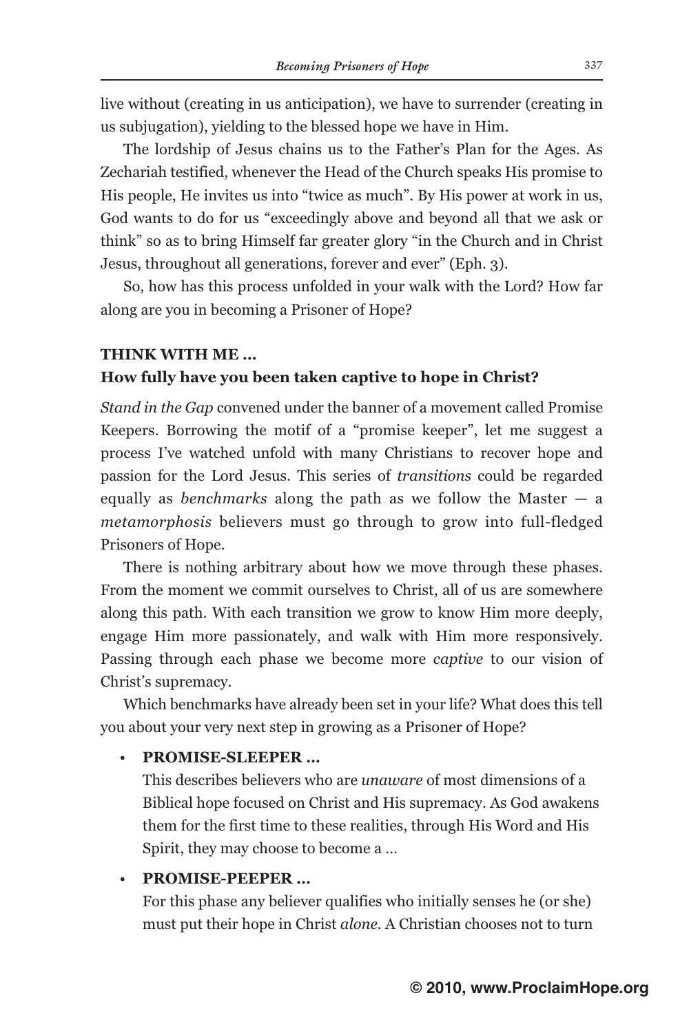live without (creating in us anticipation), we have to surrender (creating in us subjugation), yielding to the blessed hope we have in Him.

The lordship of Jesus chains us to the Father's Plan for the Ages. As Zechariah testified, whenever the Head of the Church speaks His promise to His people, He invites us into "twice as much". By His power at work in us, God wants to do for us "exceedingly above and beyond all that we ask or think" so as to bring Himself far greater glory "in the Church and in Christ Jesus, throughout all generations, forever and ever" (Eph. 3).

So, how has this process unfolded in your walk with the Lord? How far along are you in becoming a Prisoner of Hope?

**THINK WITH ME ...**
**How fully have you been taken captive to hope in Christ?**

*Stand in the Gap* convened under the banner of a movement called Promise Keepers. Borrowing the motif of a "promise keeper", let me suggest a process I've watched unfold with many Christians to recover hope and passion for the Lord Jesus. This series of *transitions* could be regarded equally as *benchmarks* along the path as we follow the Master — a *metamorphosis* believers must go through to grow into full-fledged Prisoners of Hope.

There is nothing arbitrary about how we move through these phases. From the moment we commit ourselves to Christ, all of us are somewhere along this path. With each transition we grow to know Him more deeply, engage Him more passionately, and walk with Him more responsively. Passing through each phase we become more *captive* to our vision of Christ's supremacy.

Which benchmarks have already been set in your life? What does this tell you about your very next step in growing as a Prisoner of Hope?

- **PROMISE-SLEEPER ...**
  This describes believers who are *unaware* of most dimensions of a Biblical hope focused on Christ and His supremacy. As God awakens them for the first time to these realities, through His Word and His Spirit, they may choose to become a ...

- **PROMISE-PEEPER ...**
  For this phase any believer qualifies who initially senses he (or she) must put their hope in Christ *alone*. A Christian chooses not to turn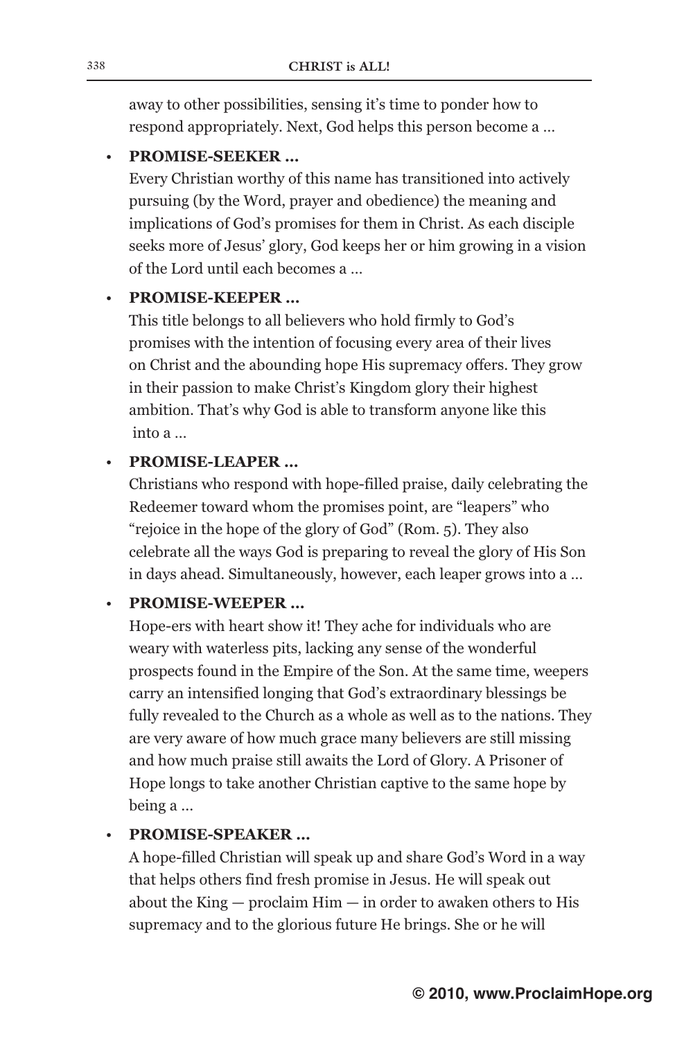away to other possibilities, sensing it's time to ponder how to respond appropriately. Next, God helps this person become a ...

- **PROMISE-SEEKER ...**
  Every Christian worthy of this name has transitioned into actively pursuing (by the Word, prayer and obedience) the meaning and implications of God's promises for them in Christ. As each disciple seeks more of Jesus' glory, God keeps her or him growing in a vision of the Lord until each becomes a ...

- **PROMISE-KEEPER ...**
  This title belongs to all believers who hold firmly to God's promises with the intention of focusing every area of their lives on Christ and the abounding hope His supremacy offers. They grow in their passion to make Christ's Kingdom glory their highest ambition. That's why God is able to transform anyone like this into a ...

- **PROMISE-LEAPER ...**
  Christians who respond with hope-filled praise, daily celebrating the Redeemer toward whom the promises point, are "leapers" who "rejoice in the hope of the glory of God" (Rom. 5). They also celebrate all the ways God is preparing to reveal the glory of His Son in days ahead. Simultaneously, however, each leaper grows into a ...

- **PROMISE-WEEPER ...**
  Hope-ers with heart show it! They ache for individuals who are weary with waterless pits, lacking any sense of the wonderful prospects found in the Empire of the Son. At the same time, weepers carry an intensified longing that God's extraordinary blessings be fully revealed to the Church as a whole as well as to the nations. They are very aware of how much grace many believers are still missing and how much praise still awaits the Lord of Glory. A Prisoner of Hope longs to take another Christian captive to the same hope by being a ...

- **PROMISE-SPEAKER ...**
  A hope-filled Christian will speak up and share God's Word in a way that helps others find fresh promise in Jesus. He will speak out about the King — proclaim Him — in order to awaken others to His supremacy and to the glorious future He brings. She or he will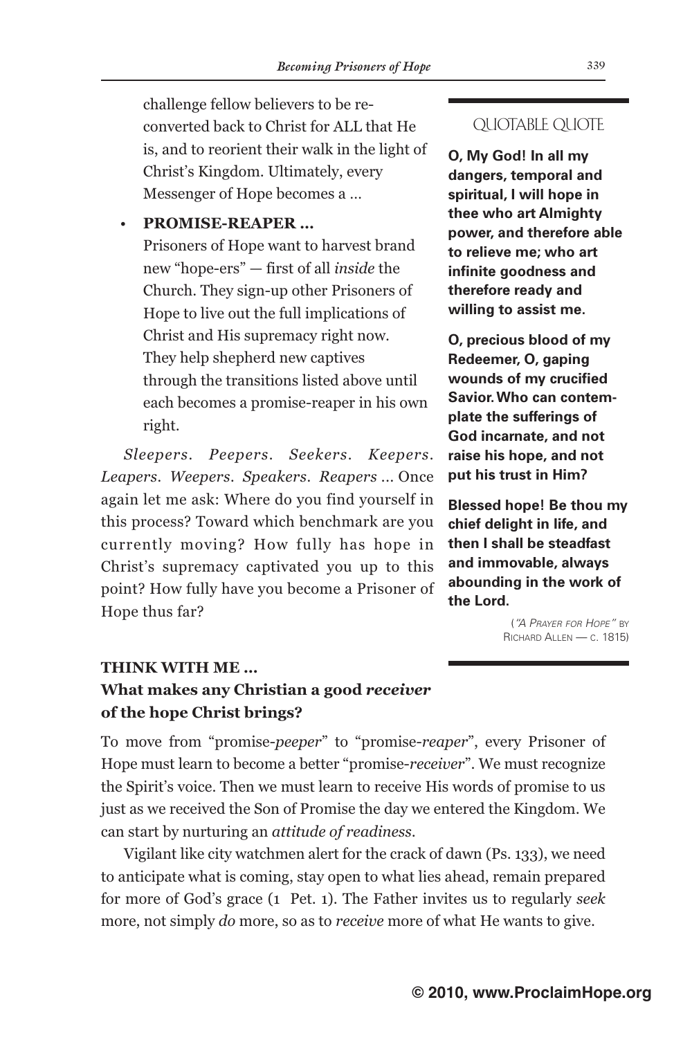challenge fellow believers to be re-converted back to Christ for ALL that He is, and to reorient their walk in the light of Christ's Kingdom. Ultimately, every Messenger of Hope becomes a ...

- **PROMISE-REAPER ...**
  Prisoners of Hope want to harvest brand new "hope-ers" — first of all *inside* the Church. They sign-up other Prisoners of Hope to live out the full implications of Christ and His supremacy right now. They help shepherd new captives through the transitions listed above until each becomes a promise-reaper in his own right.

*Sleepers. Peepers. Seekers. Keepers. Leapers. Weepers. Speakers. Reapers* ... Once again let me ask: Where do you find yourself in this process? Toward which benchmark are you currently moving? How fully has hope in Christ's supremacy captivated you up to this point? How fully have you become a Prisoner of Hope thus far?

### QUOTABLE QUOTE

**O, My God! In all my dangers, temporal and spiritual, I will hope in thee who art Almighty power, and therefore able to relieve me; who art infinite goodness and therefore ready and willing to assist me.**

**O, precious blood of my Redeemer, O, gaping wounds of my crucified Savior. Who can contemplate the sufferings of God incarnate, and not raise his hope, and not put his trust in Him?**

**Blessed hope! Be thou my chief delight in life, and then I shall be steadfast and immovable, always abounding in the work of the Lord.**

(*"A Prayer for Hope"* by Richard Allen — c. 1815)

## THINK WITH ME ...
## What makes any Christian a good *receiver* of the hope Christ brings?

To move from "promise-*peeper*" to "promise-*reaper*", every Prisoner of Hope must learn to become a better "promise-*receiver*". We must recognize the Spirit's voice. Then we must learn to receive His words of promise to us just as we received the Son of Promise the day we entered the Kingdom. We can start by nurturing an *attitude of readiness*.

Vigilant like city watchmen alert for the crack of dawn (Ps. 133), we need to anticipate what is coming, stay open to what lies ahead, remain prepared for more of God's grace (1 Pet. 1). The Father invites us to regularly *seek* more, not simply *do* more, so as to *receive* more of what He wants to give.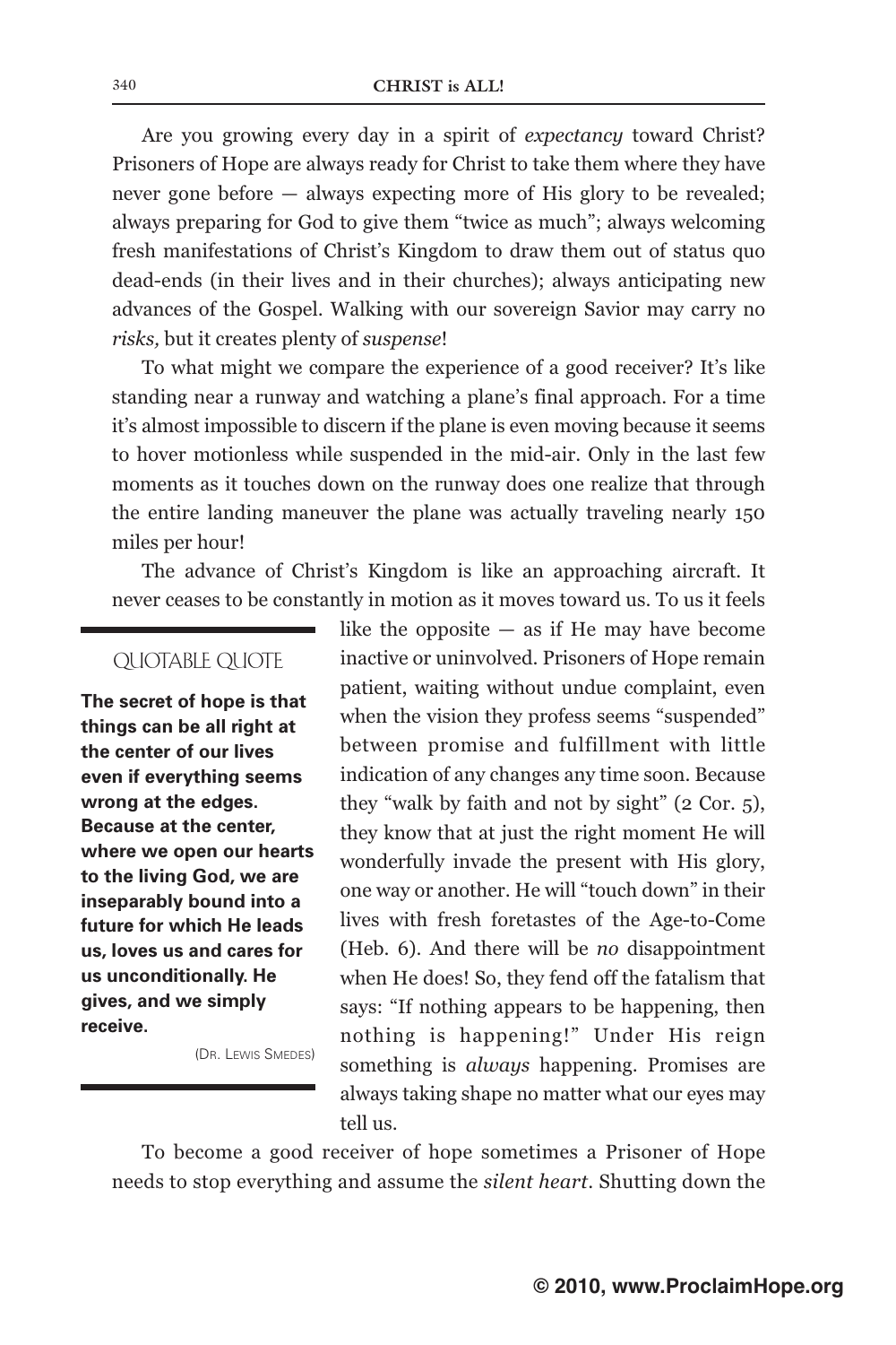Are you growing every day in a spirit of *expectancy* toward Christ? Prisoners of Hope are always ready for Christ to take them where they have never gone before — always expecting more of His glory to be revealed; always preparing for God to give them "twice as much"; always welcoming fresh manifestations of Christ's Kingdom to draw them out of status quo dead-ends (in their lives and in their churches); always anticipating new advances of the Gospel. Walking with our sovereign Savior may carry no *risks,* but it creates plenty of *suspense*!

To what might we compare the experience of a good receiver? It's like standing near a runway and watching a plane's final approach. For a time it's almost impossible to discern if the plane is even moving because it seems to hover motionless while suspended in the mid-air. Only in the last few moments as it touches down on the runway does one realize that through the entire landing maneuver the plane was actually traveling nearly 150 miles per hour!

The advance of Christ's Kingdom is like an approaching aircraft. It never ceases to be constantly in motion as it moves toward us. To us it feels like the opposite — as if He may have become inactive or uninvolved. Prisoners of Hope remain patient, waiting without undue complaint, even when the vision they profess seems "suspended" between promise and fulfillment with little indication of any changes any time soon. Because they "walk by faith and not by sight" (2 Cor. 5), they know that at just the right moment He will wonderfully invade the present with His glory, one way or another. He will "touch down" in their lives with fresh foretastes of the Age-to-Come (Heb. 6). And there will be *no* disappointment when He does! So, they fend off the fatalism that says: "If nothing appears to be happening, then nothing is happening!" Under His reign something is *always* happening. Promises are always taking shape no matter what our eyes may tell us.

> QUOTABLE QUOTE
>
> **The secret of hope is that things can be all right at the center of our lives even if everything seems wrong at the edges. Because at the center, where we open our hearts to the living God, we are inseparably bound into a future for which He leads us, loves us and cares for us unconditionally. He gives, and we simply receive.**
>
> (Dr. Lewis Smedes)

To become a good receiver of hope sometimes a Prisoner of Hope needs to stop everything and assume the *silent heart*. Shutting down the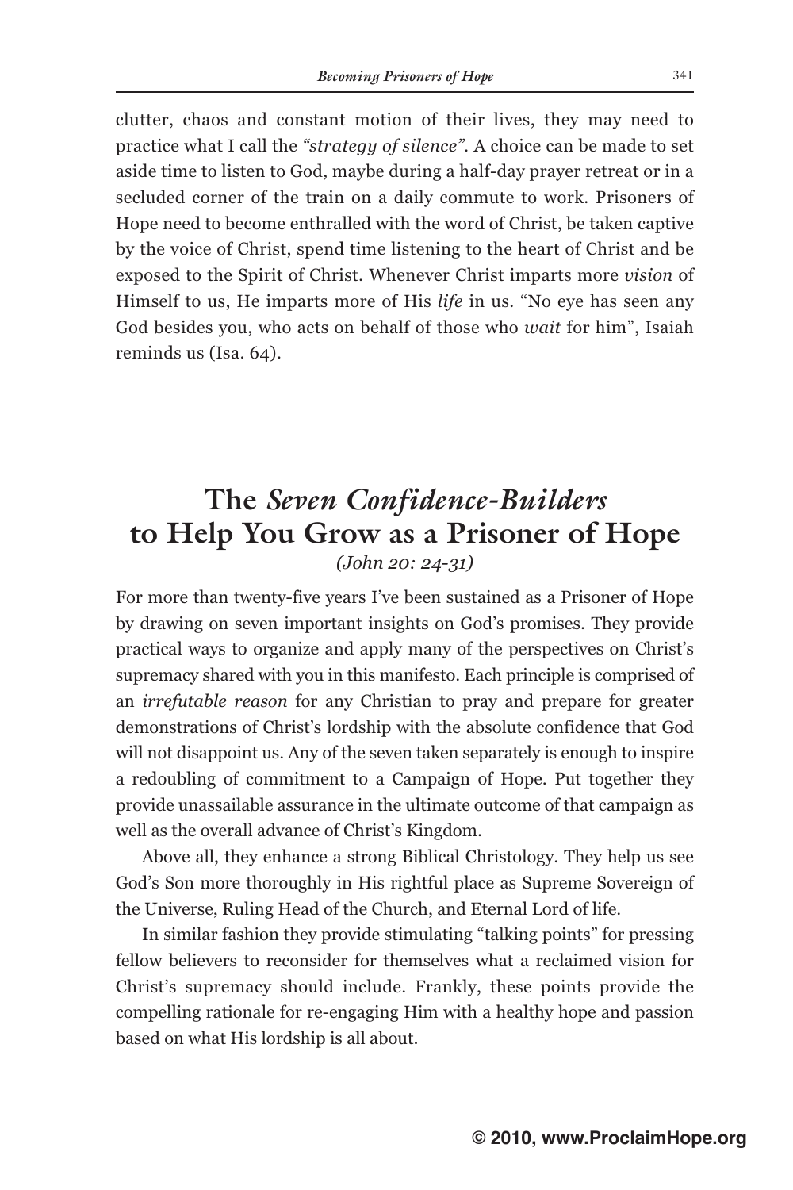clutter, chaos and constant motion of their lives, they may need to practice what I call the *"strategy of silence"*. A choice can be made to set aside time to listen to God, maybe during a half-day prayer retreat or in a secluded corner of the train on a daily commute to work. Prisoners of Hope need to become enthralled with the word of Christ, be taken captive by the voice of Christ, spend time listening to the heart of Christ and be exposed to the Spirit of Christ. Whenever Christ imparts more *vision* of Himself to us, He imparts more of His *life* in us. "No eye has seen any God besides you, who acts on behalf of those who *wait* for him", Isaiah reminds us (Isa. 64).

## The *Seven Confidence-Builders* to Help You Grow as a Prisoner of Hope

*(John 20: 24-31)*

For more than twenty-five years I've been sustained as a Prisoner of Hope by drawing on seven important insights on God's promises. They provide practical ways to organize and apply many of the perspectives on Christ's supremacy shared with you in this manifesto. Each principle is comprised of an *irrefutable reason* for any Christian to pray and prepare for greater demonstrations of Christ's lordship with the absolute confidence that God will not disappoint us. Any of the seven taken separately is enough to inspire a redoubling of commitment to a Campaign of Hope. Put together they provide unassailable assurance in the ultimate outcome of that campaign as well as the overall advance of Christ's Kingdom.

Above all, they enhance a strong Biblical Christology. They help us see God's Son more thoroughly in His rightful place as Supreme Sovereign of the Universe, Ruling Head of the Church, and Eternal Lord of life.

In similar fashion they provide stimulating "talking points" for pressing fellow believers to reconsider for themselves what a reclaimed vision for Christ's supremacy should include. Frankly, these points provide the compelling rationale for re-engaging Him with a healthy hope and passion based on what His lordship is all about.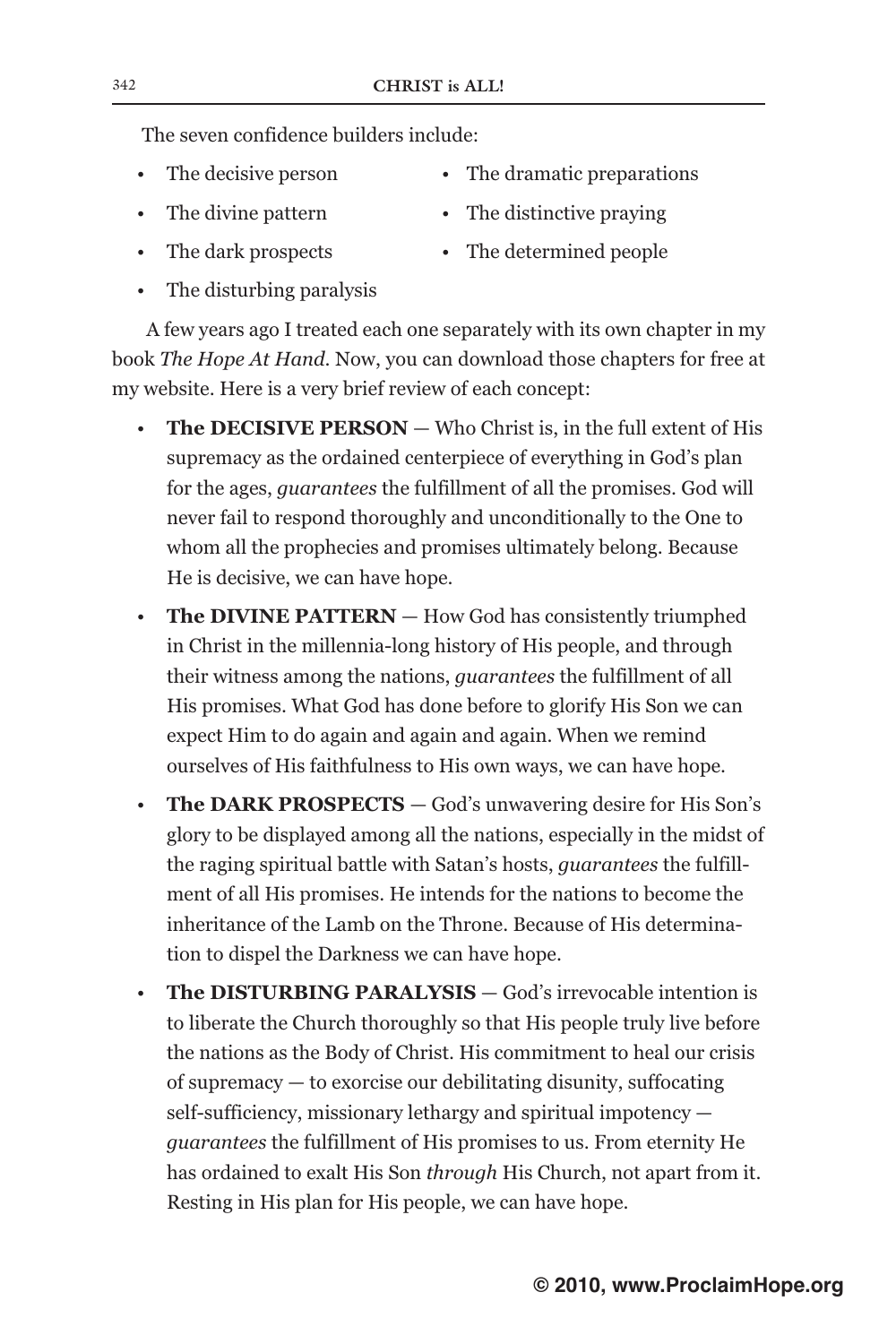The seven confidence builders include:

- The decisive person
- The divine pattern
- The dark prospects
- The disturbing paralysis
- The dramatic preparations
- The distinctive praying
- The determined people

A few years ago I treated each one separately with its own chapter in my book *The Hope At Hand*. Now, you can download those chapters for free at my website. Here is a very brief review of each concept:

- **The DECISIVE PERSON** — Who Christ is, in the full extent of His supremacy as the ordained centerpiece of everything in God's plan for the ages, *guarantees* the fulfillment of all the promises. God will never fail to respond thoroughly and unconditionally to the One to whom all the prophecies and promises ultimately belong. Because He is decisive, we can have hope.
- **The DIVINE PATTERN** — How God has consistently triumphed in Christ in the millennia-long history of His people, and through their witness among the nations, *guarantees* the fulfillment of all His promises. What God has done before to glorify His Son we can expect Him to do again and again and again. When we remind ourselves of His faithfulness to His own ways, we can have hope.
- **The DARK PROSPECTS** — God's unwavering desire for His Son's glory to be displayed among all the nations, especially in the midst of the raging spiritual battle with Satan's hosts, *guarantees* the fulfillment of all His promises. He intends for the nations to become the inheritance of the Lamb on the Throne. Because of His determination to dispel the Darkness we can have hope.
- **The DISTURBING PARALYSIS** — God's irrevocable intention is to liberate the Church thoroughly so that His people truly live before the nations as the Body of Christ. His commitment to heal our crisis of supremacy — to exorcise our debilitating disunity, suffocating self-sufficiency, missionary lethargy and spiritual impotency — *guarantees* the fulfillment of His promises to us. From eternity He has ordained to exalt His Son *through* His Church, not apart from it. Resting in His plan for His people, we can have hope.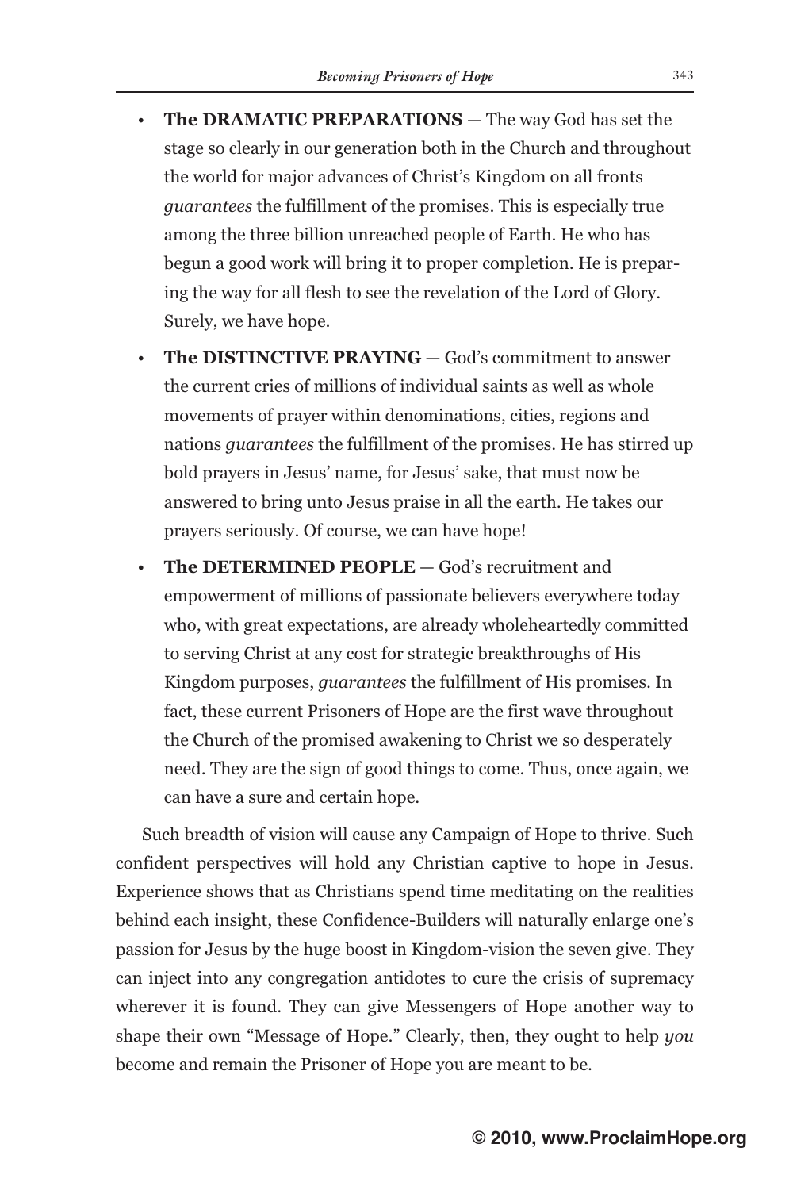- **The DRAMATIC PREPARATIONS** — The way God has set the stage so clearly in our generation both in the Church and throughout the world for major advances of Christ's Kingdom on all fronts *guarantees* the fulfillment of the promises. This is especially true among the three billion unreached people of Earth. He who has begun a good work will bring it to proper completion. He is preparing the way for all flesh to see the revelation of the Lord of Glory. Surely, we have hope.
- **The DISTINCTIVE PRAYING** — God's commitment to answer the current cries of millions of individual saints as well as whole movements of prayer within denominations, cities, regions and nations *guarantees* the fulfillment of the promises. He has stirred up bold prayers in Jesus' name, for Jesus' sake, that must now be answered to bring unto Jesus praise in all the earth. He takes our prayers seriously. Of course, we can have hope!
- **The DETERMINED PEOPLE** — God's recruitment and empowerment of millions of passionate believers everywhere today who, with great expectations, are already wholeheartedly committed to serving Christ at any cost for strategic breakthroughs of His Kingdom purposes, *guarantees* the fulfillment of His promises. In fact, these current Prisoners of Hope are the first wave throughout the Church of the promised awakening to Christ we so desperately need. They are the sign of good things to come. Thus, once again, we can have a sure and certain hope.

Such breadth of vision will cause any Campaign of Hope to thrive. Such confident perspectives will hold any Christian captive to hope in Jesus. Experience shows that as Christians spend time meditating on the realities behind each insight, these Confidence-Builders will naturally enlarge one's passion for Jesus by the huge boost in Kingdom-vision the seven give. They can inject into any congregation antidotes to cure the crisis of supremacy wherever it is found. They can give Messengers of Hope another way to shape their own "Message of Hope." Clearly, then, they ought to help *you* become and remain the Prisoner of Hope you are meant to be.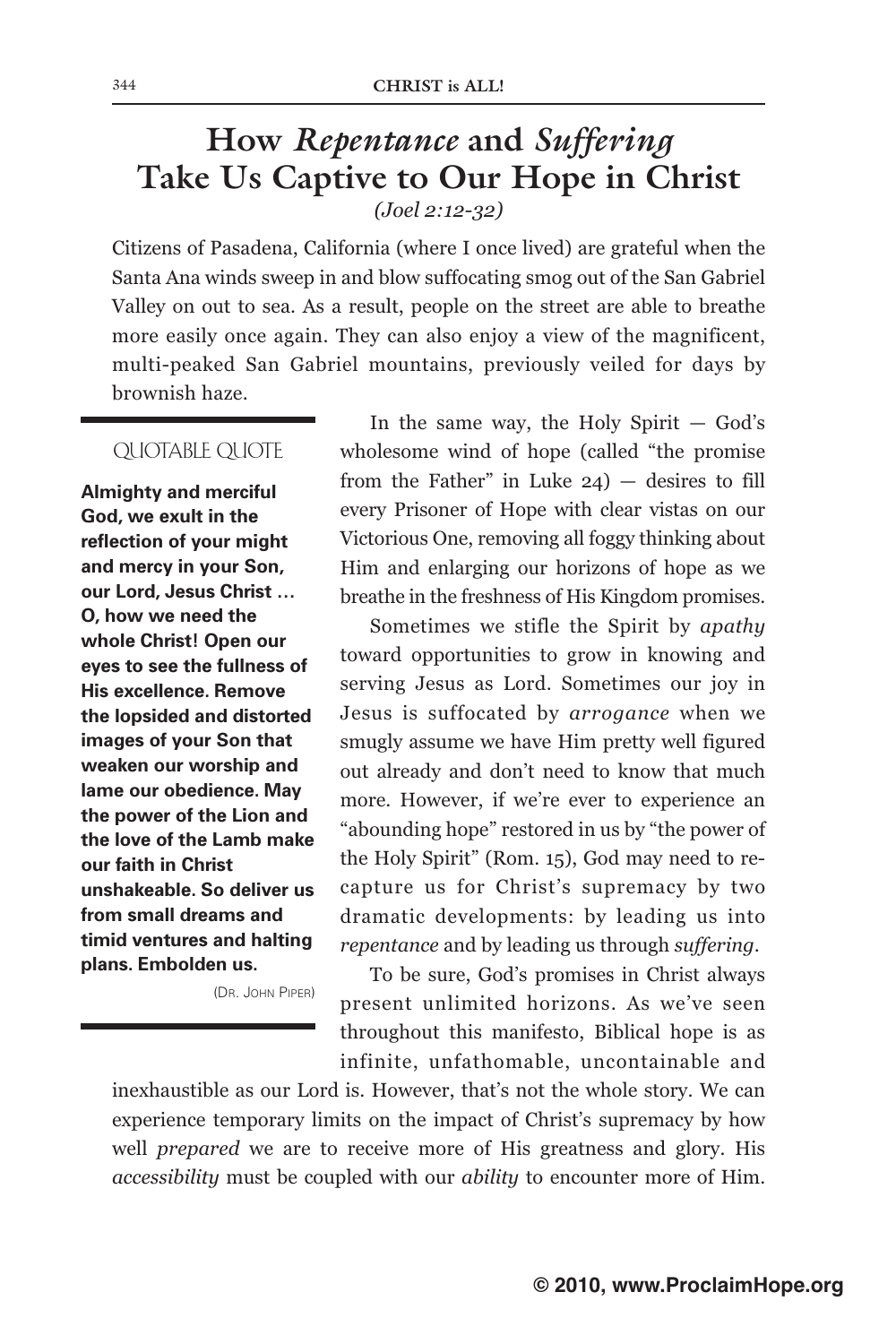# How *Repentance* and *Suffering* Take Us Captive to Our Hope in Christ

*(Joel 2:12-32)*

Citizens of Pasadena, California (where I once lived) are grateful when the Santa Ana winds sweep in and blow suffocating smog out of the San Gabriel Valley on out to sea. As a result, people on the street are able to breathe more easily once again. They can also enjoy a view of the magnificent, multi-peaked San Gabriel mountains, previously veiled for days by brownish haze.

In the same way, the Holy Spirit — God's wholesome wind of hope (called "the promise from the Father" in Luke 24) — desires to fill every Prisoner of Hope with clear vistas on our Victorious One, removing all foggy thinking about Him and enlarging our horizons of hope as we breathe in the freshness of His Kingdom promises.

Sometimes we stifle the Spirit by *apathy* toward opportunities to grow in knowing and serving Jesus as Lord. Sometimes our joy in Jesus is suffocated by *arrogance* when we smugly assume we have Him pretty well figured out already and don't need to know that much more. However, if we're ever to experience an "abounding hope" restored in us by "the power of the Holy Spirit" (Rom. 15), God may need to recapture us for Christ's supremacy by two dramatic developments: by leading us into *repentance* and by leading us through *suffering*.

To be sure, God's promises in Christ always present unlimited horizons. As we've seen throughout this manifesto, Biblical hope is as infinite, unfathomable, uncontainable and inexhaustible as our Lord is. However, that's not the whole story. We can experience temporary limits on the impact of Christ's supremacy by how well *prepared* we are to receive more of His greatness and glory. His *accessibility* must be coupled with our *ability* to encounter more of Him.

---

QUOTABLE QUOTE

**Almighty and merciful God, we exult in the reflection of your might and mercy in your Son, our Lord, Jesus Christ … O, how we need the whole Christ! Open our eyes to see the fullness of His excellence. Remove the lopsided and distorted images of your Son that weaken our worship and lame our obedience. May the power of the Lion and the love of the Lamb make our faith in Christ unshakeable. So deliver us from small dreams and timid ventures and halting plans. Embolden us.**

(Dr. John Piper)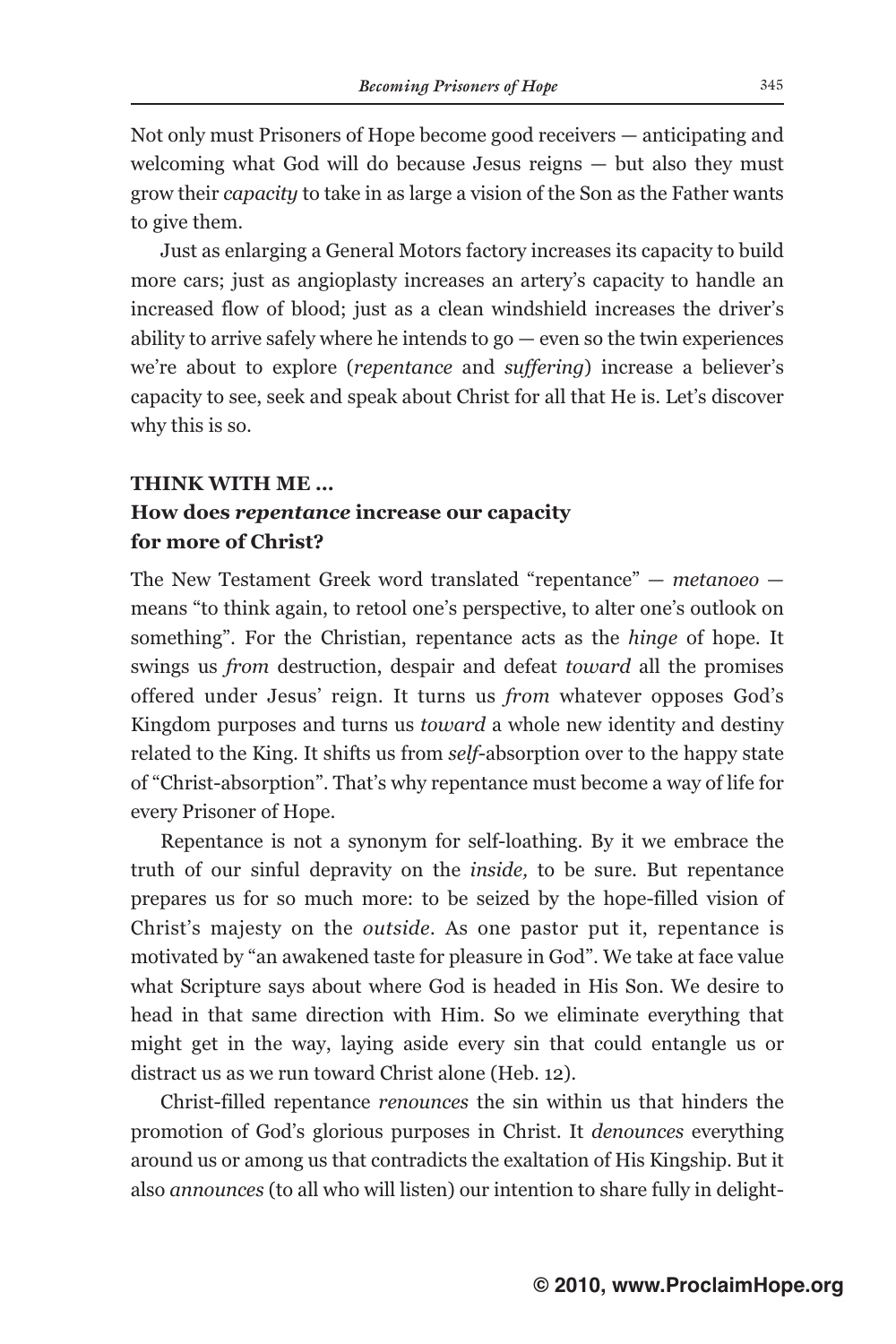Not only must Prisoners of Hope become good receivers — anticipating and welcoming what God will do because Jesus reigns — but also they must grow their *capacity* to take in as large a vision of the Son as the Father wants to give them.

Just as enlarging a General Motors factory increases its capacity to build more cars; just as angioplasty increases an artery's capacity to handle an increased flow of blood; just as a clean windshield increases the driver's ability to arrive safely where he intends to go — even so the twin experiences we're about to explore (*repentance* and *suffering*) increase a believer's capacity to see, seek and speak about Christ for all that He is. Let's discover why this is so.

**THINK WITH ME ...**

### How does *repentance* increase our capacity for more of Christ?

The New Testament Greek word translated "repentance" — *metanoeo* — means "to think again, to retool one's perspective, to alter one's outlook on something". For the Christian, repentance acts as the *hinge* of hope. It swings us *from* destruction, despair and defeat *toward* all the promises offered under Jesus' reign. It turns us *from* whatever opposes God's Kingdom purposes and turns us *toward* a whole new identity and destiny related to the King. It shifts us from *self*-absorption over to the happy state of "Christ-absorption". That's why repentance must become a way of life for every Prisoner of Hope.

Repentance is not a synonym for self-loathing. By it we embrace the truth of our sinful depravity on the *inside,* to be sure. But repentance prepares us for so much more: to be seized by the hope-filled vision of Christ's majesty on the *outside*. As one pastor put it, repentance is motivated by "an awakened taste for pleasure in God". We take at face value what Scripture says about where God is headed in His Son. We desire to head in that same direction with Him. So we eliminate everything that might get in the way, laying aside every sin that could entangle us or distract us as we run toward Christ alone (Heb. 12).

Christ-filled repentance *renounces* the sin within us that hinders the promotion of God's glorious purposes in Christ. It *denounces* everything around us or among us that contradicts the exaltation of His Kingship. But it also *announces* (to all who will listen) our intention to share fully in delight-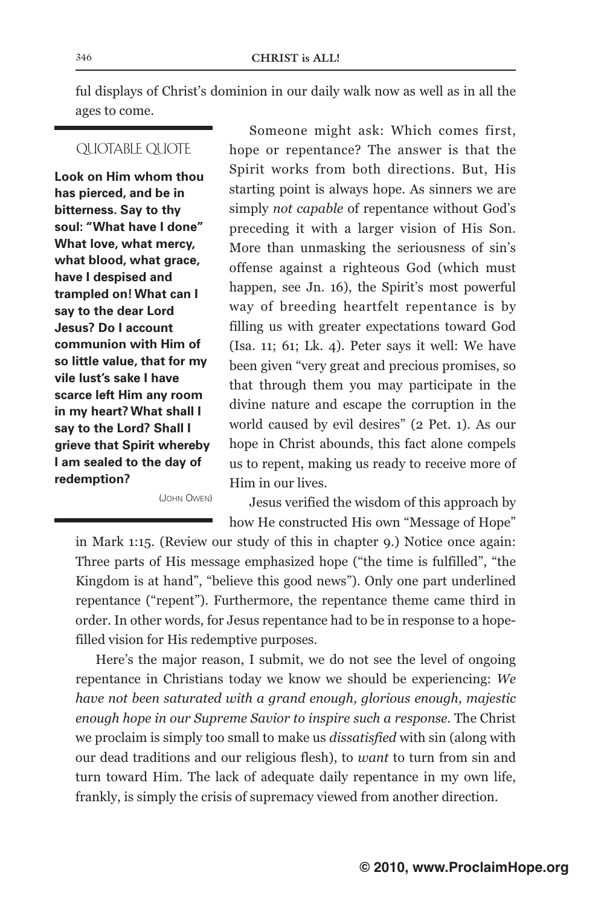ful displays of Christ's dominion in our daily walk now as well as in all the ages to come.

Someone might ask: Which comes first, hope or repentance? The answer is that the Spirit works from both directions. But, His starting point is always hope. As sinners we are simply *not capable* of repentance without God's preceding it with a larger vision of His Son. More than unmasking the seriousness of sin's offense against a righteous God (which must happen, see Jn. 16), the Spirit's most powerful way of breeding heartfelt repentance is by filling us with greater expectations toward God (Isa. 11; 61; Lk. 4). Peter says it well: We have been given "very great and precious promises, so that through them you may participate in the divine nature and escape the corruption in the world caused by evil desires" (2 Pet. 1). As our hope in Christ abounds, this fact alone compels us to repent, making us ready to receive more of Him in our lives.

> QUOTABLE QUOTE
>
> **Look on Him whom thou has pierced, and be in bitterness. Say to thy soul: "What have I done" What love, what mercy, what blood, what grace, have I despised and trampled on! What can I say to the dear Lord Jesus? Do I account communion with Him of so little value, that for my vile lust's sake I have scarce left Him any room in my heart? What shall I say to the Lord? Shall I grieve that Spirit whereby I am sealed to the day of redemption?**
>
> (John Owen)

Jesus verified the wisdom of this approach by how He constructed His own "Message of Hope" in Mark 1:15. (Review our study of this in chapter 9.) Notice once again: Three parts of His message emphasized hope ("the time is fulfilled", "the Kingdom is at hand", "believe this good news"). Only one part underlined repentance ("repent"). Furthermore, the repentance theme came third in order. In other words, for Jesus repentance had to be in response to a hope-filled vision for His redemptive purposes.

Here's the major reason, I submit, we do not see the level of ongoing repentance in Christians today we know we should be experiencing: *We have not been saturated with a grand enough, glorious enough, majestic enough hope in our Supreme Savior to inspire such a response*. The Christ we proclaim is simply too small to make us *dissatisfied* with sin (along with our dead traditions and our religious flesh), to *want* to turn from sin and turn toward Him. The lack of adequate daily repentance in my own life, frankly, is simply the crisis of supremacy viewed from another direction.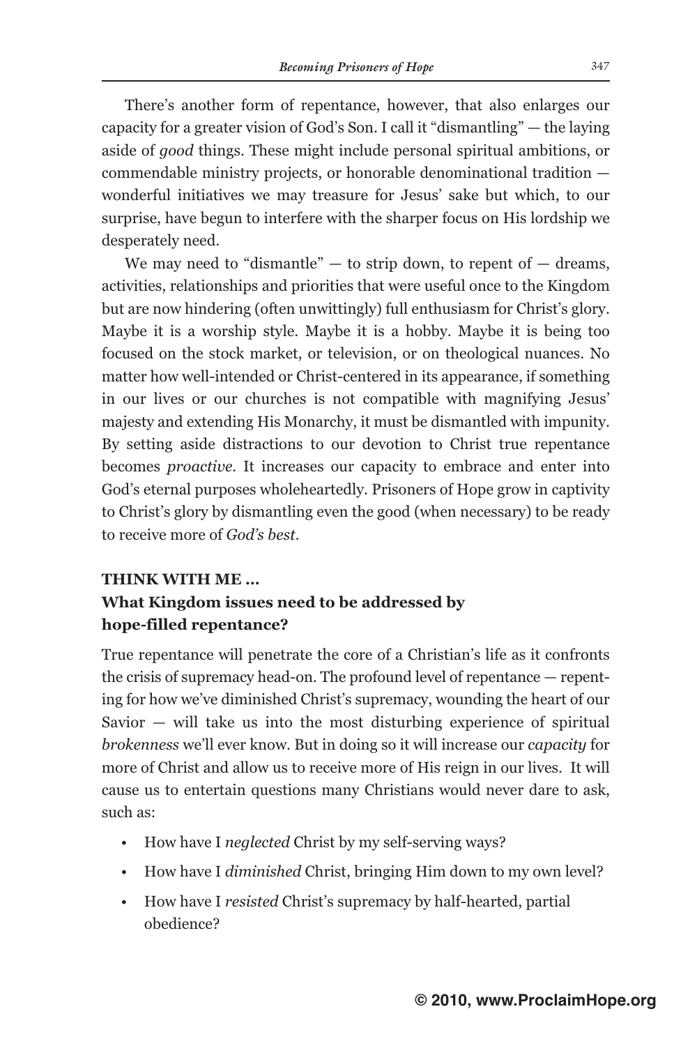There's another form of repentance, however, that also enlarges our capacity for a greater vision of God's Son. I call it "dismantling" — the laying aside of *good* things. These might include personal spiritual ambitions, or commendable ministry projects, or honorable denominational tradition — wonderful initiatives we may treasure for Jesus' sake but which, to our surprise, have begun to interfere with the sharper focus on His lordship we desperately need.

We may need to "dismantle" — to strip down, to repent of — dreams, activities, relationships and priorities that were useful once to the Kingdom but are now hindering (often unwittingly) full enthusiasm for Christ's glory. Maybe it is a worship style. Maybe it is a hobby. Maybe it is being too focused on the stock market, or television, or on theological nuances. No matter how well-intended or Christ-centered in its appearance, if something in our lives or our churches is not compatible with magnifying Jesus' majesty and extending His Monarchy, it must be dismantled with impunity. By setting aside distractions to our devotion to Christ true repentance becomes *proactive*. It increases our capacity to embrace and enter into God's eternal purposes wholeheartedly. Prisoners of Hope grow in captivity to Christ's glory by dismantling even the good (when necessary) to be ready to receive more of *God's best*.

**THINK WITH ME …**

**What Kingdom issues need to be addressed by hope-filled repentance?**

True repentance will penetrate the core of a Christian's life as it confronts the crisis of supremacy head-on. The profound level of repentance — repenting for how we've diminished Christ's supremacy, wounding the heart of our Savior — will take us into the most disturbing experience of spiritual *brokenness* we'll ever know. But in doing so it will increase our *capacity* for more of Christ and allow us to receive more of His reign in our lives. It will cause us to entertain questions many Christians would never dare to ask, such as:

- How have I *neglected* Christ by my self-serving ways?
- How have I *diminished* Christ, bringing Him down to my own level?
- How have I *resisted* Christ's supremacy by half-hearted, partial obedience?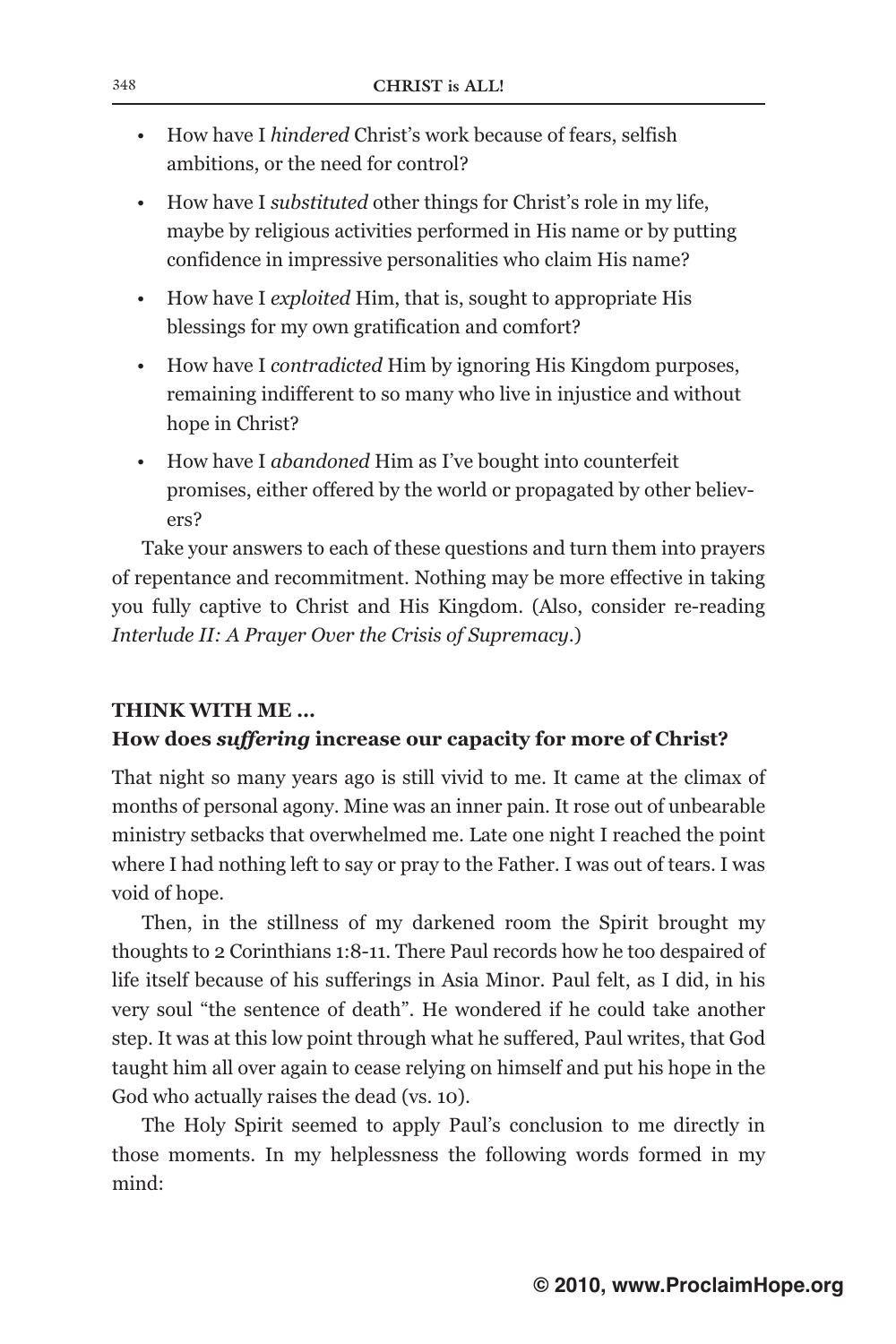- How have I *hindered* Christ's work because of fears, selfish ambitions, or the need for control?
- How have I *substituted* other things for Christ's role in my life, maybe by religious activities performed in His name or by putting confidence in impressive personalities who claim His name?
- How have I *exploited* Him, that is, sought to appropriate His blessings for my own gratification and comfort?
- How have I *contradicted* Him by ignoring His Kingdom purposes, remaining indifferent to so many who live in injustice and without hope in Christ?
- How have I *abandoned* Him as I've bought into counterfeit promises, either offered by the world or propagated by other believers?

Take your answers to each of these questions and turn them into prayers of repentance and recommitment. Nothing may be more effective in taking you fully captive to Christ and His Kingdom. (Also, consider re-reading *Interlude II: A Prayer Over the Crisis of Supremacy*.)

**THINK WITH ME ...**
**How does *suffering* increase our capacity for more of Christ?**

That night so many years ago is still vivid to me. It came at the climax of months of personal agony. Mine was an inner pain. It rose out of unbearable ministry setbacks that overwhelmed me. Late one night I reached the point where I had nothing left to say or pray to the Father. I was out of tears. I was void of hope.

Then, in the stillness of my darkened room the Spirit brought my thoughts to 2 Corinthians 1:8-11. There Paul records how he too despaired of life itself because of his sufferings in Asia Minor. Paul felt, as I did, in his very soul "the sentence of death". He wondered if he could take another step. It was at this low point through what he suffered, Paul writes, that God taught him all over again to cease relying on himself and put his hope in the God who actually raises the dead (vs. 10).

The Holy Spirit seemed to apply Paul's conclusion to me directly in those moments. In my helplessness the following words formed in my mind: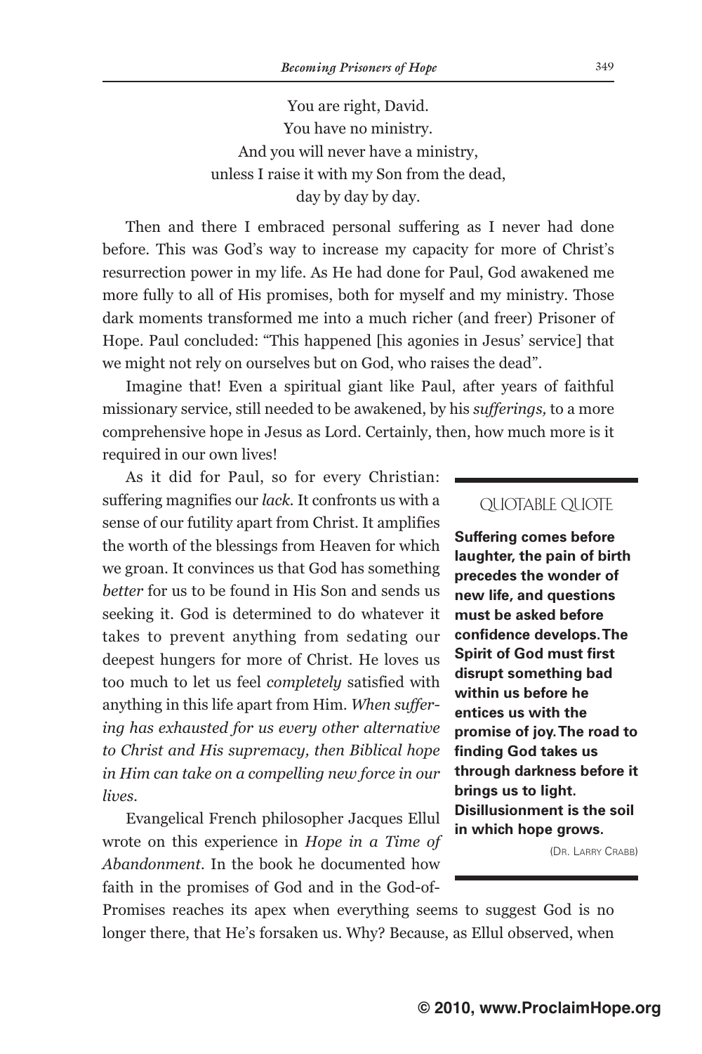You are right, David.  
You have no ministry.  
And you will never have a ministry,  
unless I raise it with my Son from the dead,  
day by day by day.

Then and there I embraced personal suffering as I never had done before. This was God's way to increase my capacity for more of Christ's resurrection power in my life. As He had done for Paul, God awakened me more fully to all of His promises, both for myself and my ministry. Those dark moments transformed me into a much richer (and freer) Prisoner of Hope. Paul concluded: "This happened [his agonies in Jesus' service] that we might not rely on ourselves but on God, who raises the dead".

Imagine that! Even a spiritual giant like Paul, after years of faithful missionary service, still needed to be awakened, by his *sufferings,* to a more comprehensive hope in Jesus as Lord. Certainly, then, how much more is it required in our own lives!

As it did for Paul, so for every Christian: suffering magnifies our *lack*. It confronts us with a sense of our futility apart from Christ. It amplifies the worth of the blessings from Heaven for which we groan. It convinces us that God has something *better* for us to be found in His Son and sends us seeking it. God is determined to do whatever it takes to prevent anything from sedating our deepest hungers for more of Christ. He loves us too much to let us feel *completely* satisfied with anything in this life apart from Him. *When suffering has exhausted for us every other alternative to Christ and His supremacy, then Biblical hope in Him can take on a compelling new force in our lives.*

> QUOTABLE QUOTE
>
> **Suffering comes before laughter, the pain of birth precedes the wonder of new life, and questions must be asked before confidence develops. The Spirit of God must first disrupt something bad within us before he entices us with the promise of joy. The road to finding God takes us through darkness before it brings us to light. Disillusionment is the soil in which hope grows.**
>
> (Dr. Larry Crabb)

Evangelical French philosopher Jacques Ellul wrote on this experience in *Hope in a Time of Abandonment*. In the book he documented how faith in the promises of God and in the God-of-Promises reaches its apex when everything seems to suggest God is no longer there, that He's forsaken us. Why? Because, as Ellul observed, when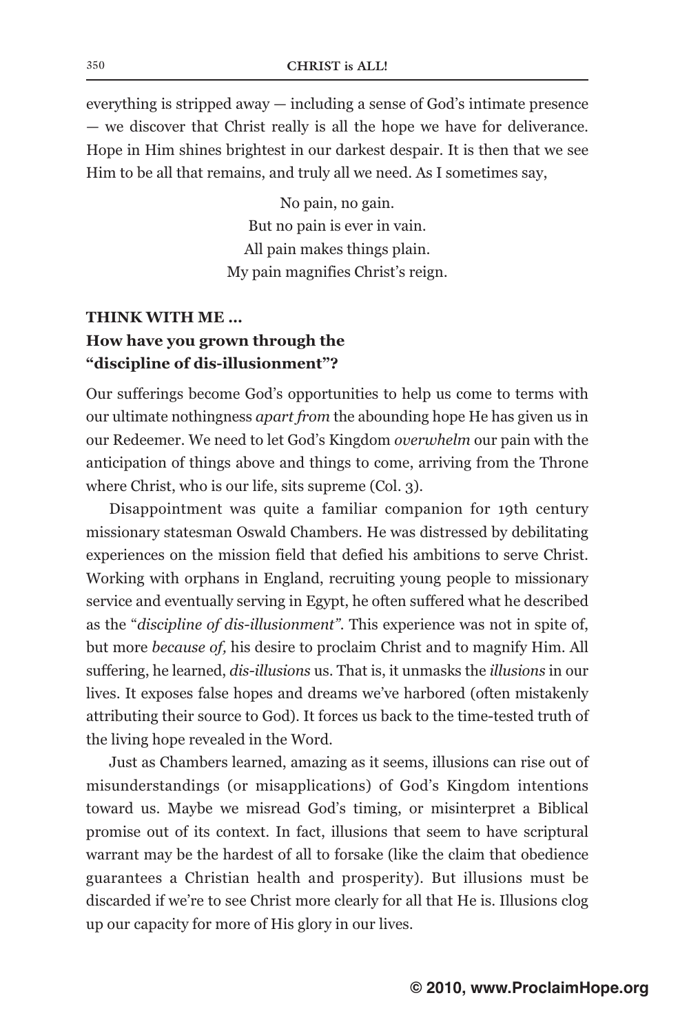everything is stripped away — including a sense of God's intimate presence — we discover that Christ really is all the hope we have for deliverance. Hope in Him shines brightest in our darkest despair. It is then that we see Him to be all that remains, and truly all we need. As I sometimes say,

> No pain, no gain.
> But no pain is ever in vain.
> All pain makes things plain.
> My pain magnifies Christ's reign.

### THINK WITH ME ...
### How have you grown through the "discipline of dis-illusionment"?

Our sufferings become God's opportunities to help us come to terms with our ultimate nothingness *apart from* the abounding hope He has given us in our Redeemer. We need to let God's Kingdom *overwhelm* our pain with the anticipation of things above and things to come, arriving from the Throne where Christ, who is our life, sits supreme (Col. 3).

Disappointment was quite a familiar companion for 19th century missionary statesman Oswald Chambers. He was distressed by debilitating experiences on the mission field that defied his ambitions to serve Christ. Working with orphans in England, recruiting young people to missionary service and eventually serving in Egypt, he often suffered what he described as the "*discipline of dis-illusionment*". This experience was not in spite of, but more *because of,* his desire to proclaim Christ and to magnify Him. All suffering, he learned, *dis-illusions* us. That is, it unmasks the *illusions* in our lives. It exposes false hopes and dreams we've harbored (often mistakenly attributing their source to God). It forces us back to the time-tested truth of the living hope revealed in the Word.

Just as Chambers learned, amazing as it seems, illusions can rise out of misunderstandings (or misapplications) of God's Kingdom intentions toward us. Maybe we misread God's timing, or misinterpret a Biblical promise out of its context. In fact, illusions that seem to have scriptural warrant may be the hardest of all to forsake (like the claim that obedience guarantees a Christian health and prosperity). But illusions must be discarded if we're to see Christ more clearly for all that He is. Illusions clog up our capacity for more of His glory in our lives.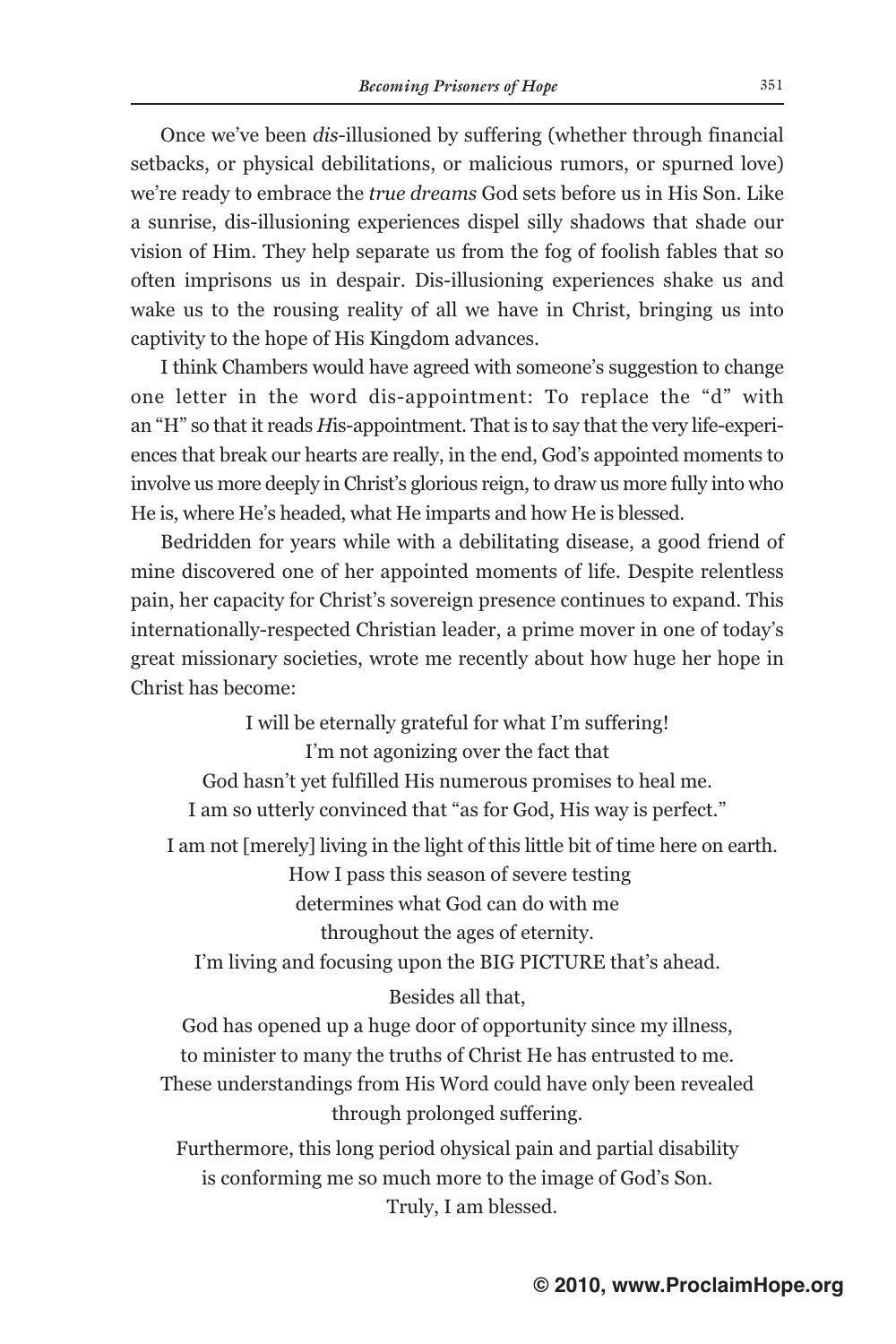Once we've been *dis*-illusioned by suffering (whether through financial setbacks, or physical debilitations, or malicious rumors, or spurned love) we're ready to embrace the *true dreams* God sets before us in His Son. Like a sunrise, dis-illusioning experiences dispel silly shadows that shade our vision of Him. They help separate us from the fog of foolish fables that so often imprisons us in despair. Dis-illusioning experiences shake us and wake us to the rousing reality of all we have in Christ, bringing us into captivity to the hope of His Kingdom advances.

I think Chambers would have agreed with someone's suggestion to change one letter in the word dis-appointment: To replace the "d" with an "H" so that it reads *H*is-appointment. That is to say that the very life-experiences that break our hearts are really, in the end, God's appointed moments to involve us more deeply in Christ's glorious reign, to draw us more fully into who He is, where He's headed, what He imparts and how He is blessed.

Bedridden for years while with a debilitating disease, a good friend of mine discovered one of her appointed moments of life. Despite relentless pain, her capacity for Christ's sovereign presence continues to expand. This internationally-respected Christian leader, a prime mover in one of today's great missionary societies, wrote me recently about how huge her hope in Christ has become:

I will be eternally grateful for what I'm suffering!
I'm not agonizing over the fact that
God hasn't yet fulfilled His numerous promises to heal me.
I am so utterly convinced that "as for God, His way is perfect."

I am not [merely] living in the light of this little bit of time here on earth.
How I pass this season of severe testing
determines what God can do with me
throughout the ages of eternity.
I'm living and focusing upon the BIG PICTURE that's ahead.

Besides all that,
God has opened up a huge door of opportunity since my illness,
to minister to many the truths of Christ He has entrusted to me.
These understandings from His Word could have only been revealed
through prolonged suffering.

Furthermore, this long period ohysical pain and partial disability
is conforming me so much more to the image of God's Son.
Truly, I am blessed.

**© 2010, www.ProclaimHope.org**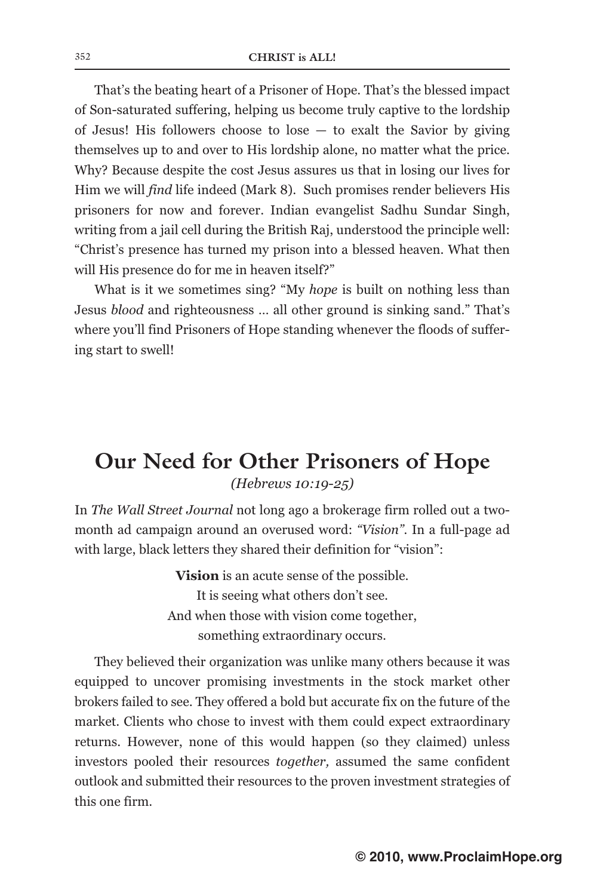That's the beating heart of a Prisoner of Hope. That's the blessed impact of Son-saturated suffering, helping us become truly captive to the lordship of Jesus! His followers choose to lose — to exalt the Savior by giving themselves up to and over to His lordship alone, no matter what the price. Why? Because despite the cost Jesus assures us that in losing our lives for Him we will *find* life indeed (Mark 8). Such promises render believers His prisoners for now and forever. Indian evangelist Sadhu Sundar Singh, writing from a jail cell during the British Raj, understood the principle well: "Christ's presence has turned my prison into a blessed heaven. What then will His presence do for me in heaven itself?"

What is it we sometimes sing? "My *hope* is built on nothing less than Jesus *blood* and righteousness … all other ground is sinking sand." That's where you'll find Prisoners of Hope standing whenever the floods of suffering start to swell!

## Our Need for Other Prisoners of Hope

*(Hebrews 10:19-25)*

In *The Wall Street Journal* not long ago a brokerage firm rolled out a two-month ad campaign around an overused word: *"Vision"*. In a full-page ad with large, black letters they shared their definition for "vision":

> **Vision** is an acute sense of the possible.
> It is seeing what others don't see.
> And when those with vision come together,
> something extraordinary occurs.

They believed their organization was unlike many others because it was equipped to uncover promising investments in the stock market other brokers failed to see. They offered a bold but accurate fix on the future of the market. Clients who chose to invest with them could expect extraordinary returns. However, none of this would happen (so they claimed) unless investors pooled their resources *together,* assumed the same confident outlook and submitted their resources to the proven investment strategies of this one firm.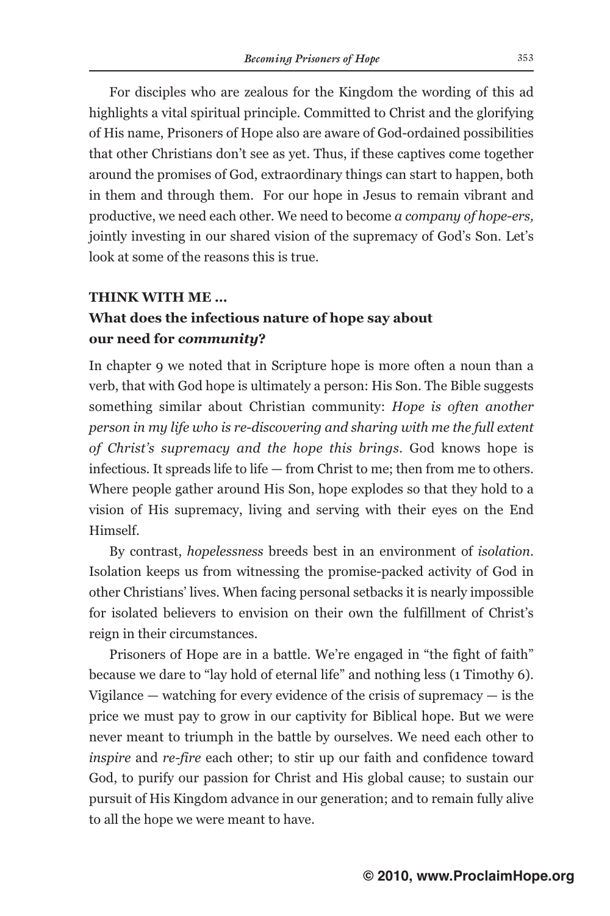For disciples who are zealous for the Kingdom the wording of this ad highlights a vital spiritual principle. Committed to Christ and the glorifying of His name, Prisoners of Hope also are aware of God-ordained possibilities that other Christians don't see as yet. Thus, if these captives come together around the promises of God, extraordinary things can start to happen, both in them and through them. For our hope in Jesus to remain vibrant and productive, we need each other. We need to become *a company of hope-ers,* jointly investing in our shared vision of the supremacy of God's Son. Let's look at some of the reasons this is true.

**THINK WITH ME ...**

**What does the infectious nature of hope say about our need for *community*?**

In chapter 9 we noted that in Scripture hope is more often a noun than a verb, that with God hope is ultimately a person: His Son. The Bible suggests something similar about Christian community: *Hope is often another person in my life who is re-discovering and sharing with me the full extent of Christ's supremacy and the hope this brings.* God knows hope is infectious. It spreads life to life — from Christ to me; then from me to others. Where people gather around His Son, hope explodes so that they hold to a vision of His supremacy, living and serving with their eyes on the End Himself.

By contrast, *hopelessness* breeds best in an environment of *isolation*. Isolation keeps us from witnessing the promise-packed activity of God in other Christians' lives. When facing personal setbacks it is nearly impossible for isolated believers to envision on their own the fulfillment of Christ's reign in their circumstances.

Prisoners of Hope are in a battle. We're engaged in "the fight of faith" because we dare to "lay hold of eternal life" and nothing less (1 Timothy 6). Vigilance — watching for every evidence of the crisis of supremacy — is the price we must pay to grow in our captivity for Biblical hope. But we were never meant to triumph in the battle by ourselves. We need each other to *inspire* and *re-fire* each other; to stir up our faith and confidence toward God, to purify our passion for Christ and His global cause; to sustain our pursuit of His Kingdom advance in our generation; and to remain fully alive to all the hope we were meant to have.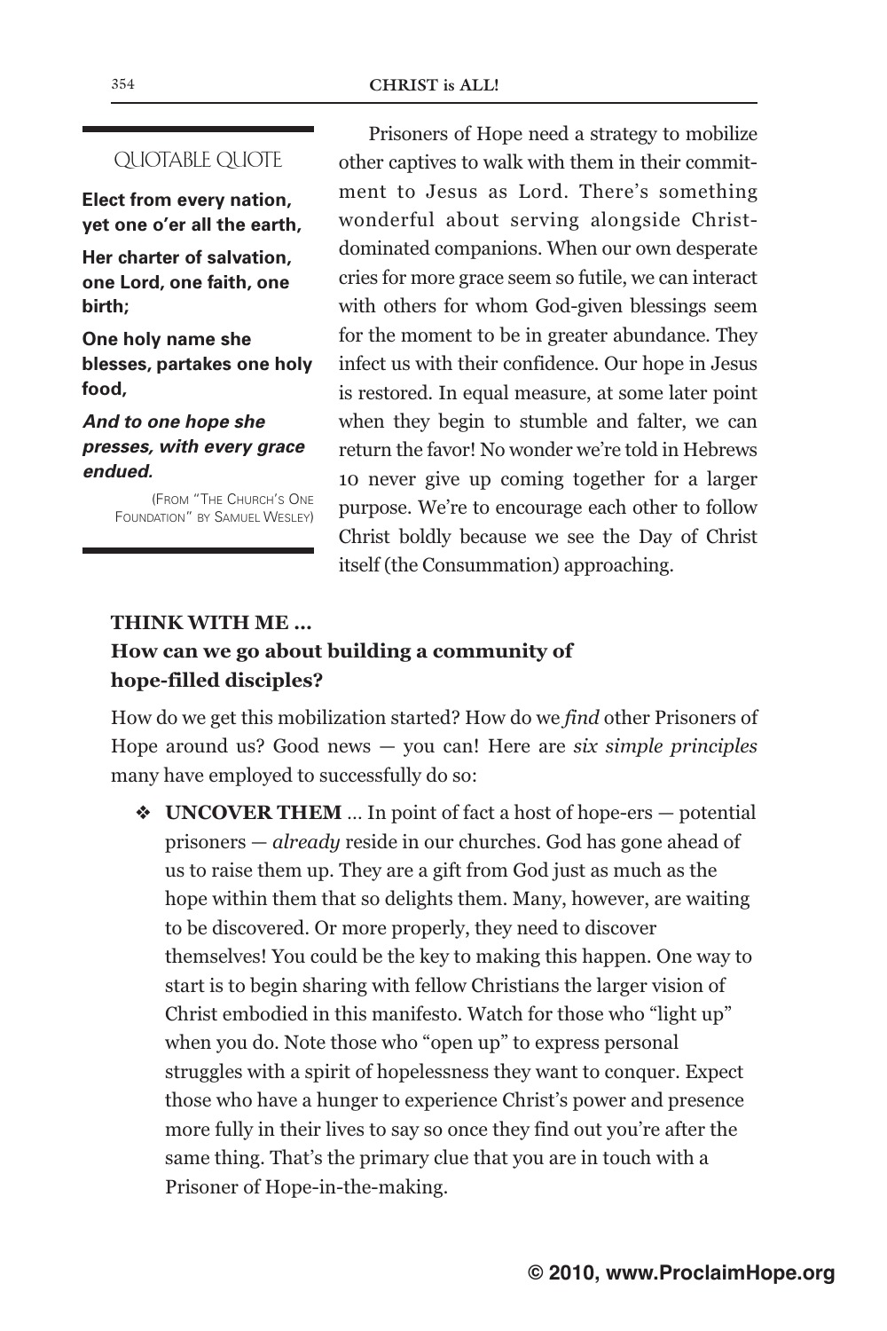QUOTABLE QUOTE

**Elect from every nation, yet one o'er all the earth,**

**Her charter of salvation, one Lord, one faith, one birth;**

**One holy name she blesses, partakes one holy food,**

***And to one hope she presses, with every grace endued.***

(From "The Church's One Foundation" by Samuel Wesley)

Prisoners of Hope need a strategy to mobilize other captives to walk with them in their commitment to Jesus as Lord. There's something wonderful about serving alongside Christ-dominated companions. When our own desperate cries for more grace seem so futile, we can interact with others for whom God-given blessings seem for the moment to be in greater abundance. They infect us with their confidence. Our hope in Jesus is restored. In equal measure, at some later point when they begin to stumble and falter, we can return the favor! No wonder we're told in Hebrews 10 never give up coming together for a larger purpose. We're to encourage each other to follow Christ boldly because we see the Day of Christ itself (the Consummation) approaching.

**THINK WITH ME ...**
**How can we go about building a community of hope-filled disciples?**

How do we get this mobilization started? How do we *find* other Prisoners of Hope around us? Good news — you can! Here are *six simple principles* many have employed to successfully do so:

- **UNCOVER THEM** ... In point of fact a host of hope-ers — potential prisoners — *already* reside in our churches. God has gone ahead of us to raise them up. They are a gift from God just as much as the hope within them that so delights them. Many, however, are waiting to be discovered. Or more properly, they need to discover themselves! You could be the key to making this happen. One way to start is to begin sharing with fellow Christians the larger vision of Christ embodied in this manifesto. Watch for those who "light up" when you do. Note those who "open up" to express personal struggles with a spirit of hopelessness they want to conquer. Expect those who have a hunger to experience Christ's power and presence more fully in their lives to say so once they find out you're after the same thing. That's the primary clue that you are in touch with a Prisoner of Hope-in-the-making.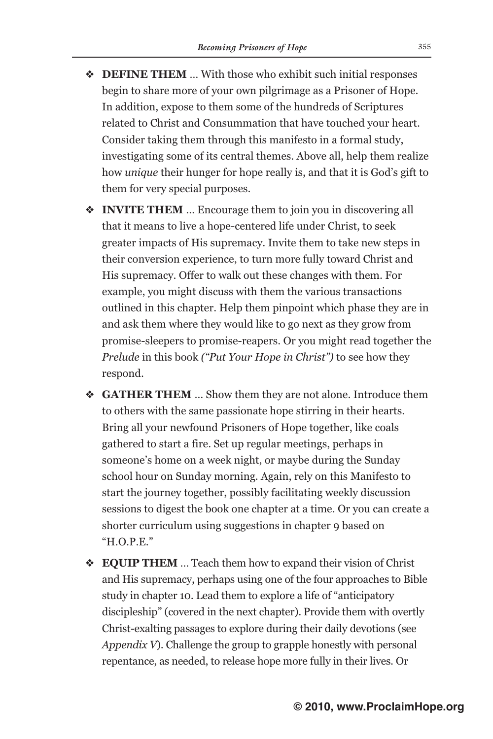- **DEFINE THEM** … With those who exhibit such initial responses begin to share more of your own pilgrimage as a Prisoner of Hope. In addition, expose to them some of the hundreds of Scriptures related to Christ and Consummation that have touched your heart. Consider taking them through this manifesto in a formal study, investigating some of its central themes. Above all, help them realize how *unique* their hunger for hope really is, and that it is God's gift to them for very special purposes.

- **INVITE THEM** … Encourage them to join you in discovering all that it means to live a hope-centered life under Christ, to seek greater impacts of His supremacy. Invite them to take new steps in their conversion experience, to turn more fully toward Christ and His supremacy. Offer to walk out these changes with them. For example, you might discuss with them the various transactions outlined in this chapter. Help them pinpoint which phase they are in and ask them where they would like to go next as they grow from promise-sleepers to promise-reapers. Or you might read together the *Prelude* in this book *("Put Your Hope in Christ")* to see how they respond.

- **GATHER THEM** … Show them they are not alone. Introduce them to others with the same passionate hope stirring in their hearts. Bring all your newfound Prisoners of Hope together, like coals gathered to start a fire. Set up regular meetings, perhaps in someone's home on a week night, or maybe during the Sunday school hour on Sunday morning. Again, rely on this Manifesto to start the journey together, possibly facilitating weekly discussion sessions to digest the book one chapter at a time. Or you can create a shorter curriculum using suggestions in chapter 9 based on "H.O.P.E."

- **EQUIP THEM** … Teach them how to expand their vision of Christ and His supremacy, perhaps using one of the four approaches to Bible study in chapter 10. Lead them to explore a life of "anticipatory discipleship" (covered in the next chapter). Provide them with overtly Christ-exalting passages to explore during their daily devotions (see *Appendix V*). Challenge the group to grapple honestly with personal repentance, as needed, to release hope more fully in their lives. Or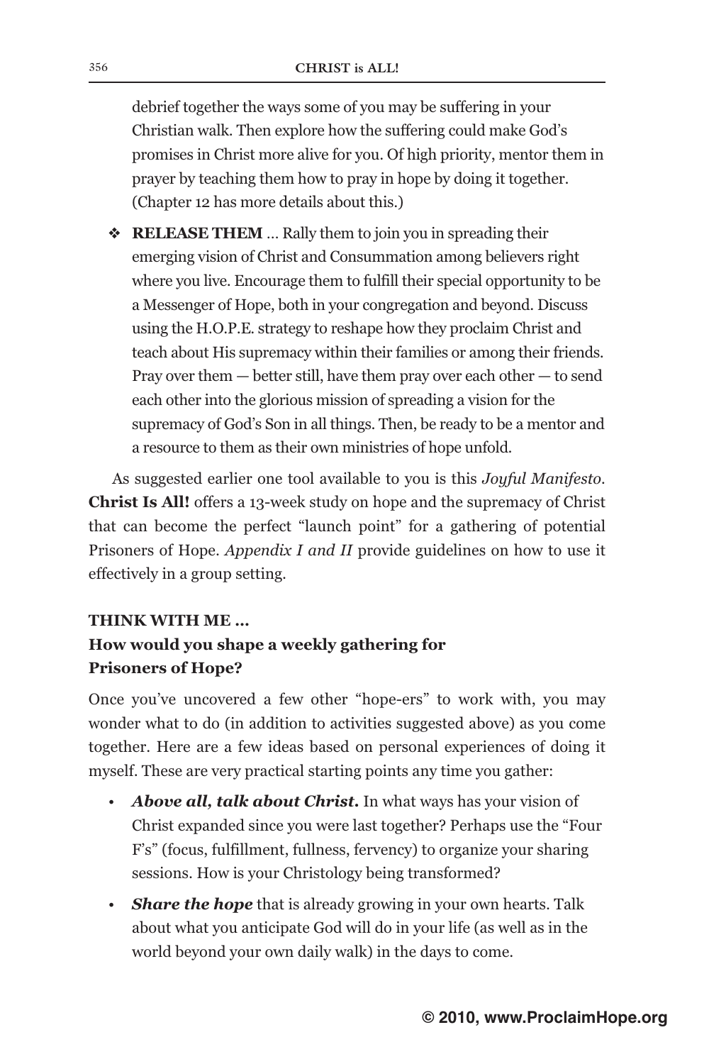debrief together the ways some of you may be suffering in your Christian walk. Then explore how the suffering could make God's promises in Christ more alive for you. Of high priority, mentor them in prayer by teaching them how to pray in hope by doing it together. (Chapter 12 has more details about this.)

- ❖ **RELEASE THEM** ... Rally them to join you in spreading their emerging vision of Christ and Consummation among believers right where you live. Encourage them to fulfill their special opportunity to be a Messenger of Hope, both in your congregation and beyond. Discuss using the H.O.P.E. strategy to reshape how they proclaim Christ and teach about His supremacy within their families or among their friends. Pray over them — better still, have them pray over each other — to send each other into the glorious mission of spreading a vision for the supremacy of God's Son in all things. Then, be ready to be a mentor and a resource to them as their own ministries of hope unfold.

As suggested earlier one tool available to you is this *Joyful Manifesto*. **Christ Is All!** offers a 13-week study on hope and the supremacy of Christ that can become the perfect "launch point" for a gathering of potential Prisoners of Hope. *Appendix I and II* provide guidelines on how to use it effectively in a group setting.

**THINK WITH ME ...**
**How would you shape a weekly gathering for Prisoners of Hope?**

Once you've uncovered a few other "hope-ers" to work with, you may wonder what to do (in addition to activities suggested above) as you come together. Here are a few ideas based on personal experiences of doing it myself. These are very practical starting points any time you gather:

- ***Above all, talk about Christ.*** In what ways has your vision of Christ expanded since you were last together? Perhaps use the "Four F's" (focus, fulfillment, fullness, fervency) to organize your sharing sessions. How is your Christology being transformed?
- ***Share the hope*** that is already growing in your own hearts. Talk about what you anticipate God will do in your life (as well as in the world beyond your own daily walk) in the days to come.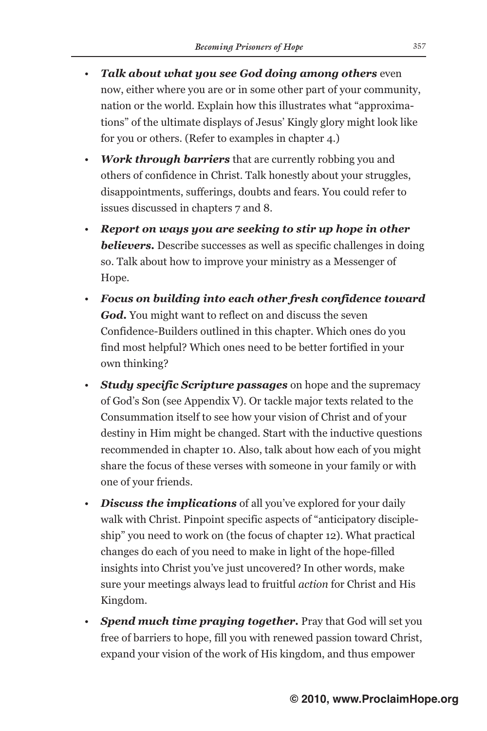- ***Talk about what you see God doing among others*** even now, either where you are or in some other part of your community, nation or the world. Explain how this illustrates what "approximations" of the ultimate displays of Jesus' Kingly glory might look like for you or others. (Refer to examples in chapter 4.)
- ***Work through barriers*** that are currently robbing you and others of confidence in Christ. Talk honestly about your struggles, disappointments, sufferings, doubts and fears. You could refer to issues discussed in chapters 7 and 8.
- ***Report on ways you are seeking to stir up hope in other believers.*** Describe successes as well as specific challenges in doing so. Talk about how to improve your ministry as a Messenger of Hope.
- ***Focus on building into each other fresh confidence toward God.*** You might want to reflect on and discuss the seven Confidence-Builders outlined in this chapter. Which ones do you find most helpful? Which ones need to be better fortified in your own thinking?
- ***Study specific Scripture passages*** on hope and the supremacy of God's Son (see Appendix V). Or tackle major texts related to the Consummation itself to see how your vision of Christ and of your destiny in Him might be changed. Start with the inductive questions recommended in chapter 10. Also, talk about how each of you might share the focus of these verses with someone in your family or with one of your friends.
- ***Discuss the implications*** of all you've explored for your daily walk with Christ. Pinpoint specific aspects of "anticipatory discipleship" you need to work on (the focus of chapter 12). What practical changes do each of you need to make in light of the hope-filled insights into Christ you've just uncovered? In other words, make sure your meetings always lead to fruitful *action* for Christ and His Kingdom.
- ***Spend much time praying together.*** Pray that God will set you free of barriers to hope, fill you with renewed passion toward Christ, expand your vision of the work of His kingdom, and thus empower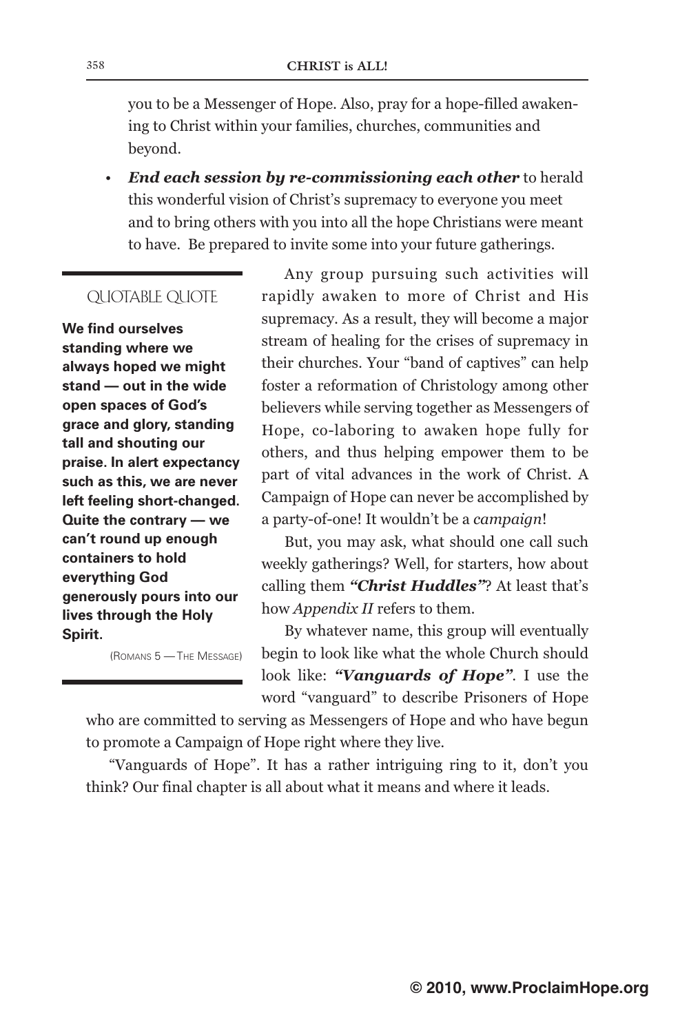you to be a Messenger of Hope. Also, pray for a hope-filled awakening to Christ within your families, churches, communities and beyond.

- ***End each session by re-commissioning each other*** to herald this wonderful vision of Christ's supremacy to everyone you meet and to bring others with you into all the hope Christians were meant to have. Be prepared to invite some into your future gatherings.

> QUOTABLE QUOTE
>
> **We find ourselves standing where we always hoped we might stand — out in the wide open spaces of God's grace and glory, standing tall and shouting our praise. In alert expectancy such as this, we are never left feeling short-changed. Quite the contrary — we can't round up enough containers to hold everything God generously pours into our lives through the Holy Spirit**.
>
> (ROMANS 5 — THE MESSAGE)

Any group pursuing such activities will rapidly awaken to more of Christ and His supremacy. As a result, they will become a major stream of healing for the crises of supremacy in their churches. Your "band of captives" can help foster a reformation of Christology among other believers while serving together as Messengers of Hope, co-laboring to awaken hope fully for others, and thus helping empower them to be part of vital advances in the work of Christ. A Campaign of Hope can never be accomplished by a party-of-one! It wouldn't be a *campaign*!

But, you may ask, what should one call such weekly gatherings? Well, for starters, how about calling them ***"Christ Huddles"***? At least that's how *Appendix II* refers to them.

By whatever name, this group will eventually begin to look like what the whole Church should look like: ***"Vanguards of Hope"***. I use the word "vanguard" to describe Prisoners of Hope who are committed to serving as Messengers of Hope and who have begun to promote a Campaign of Hope right where they live.

"Vanguards of Hope". It has a rather intriguing ring to it, don't you think? Our final chapter is all about what it means and where it leads.

**© 2010, www.ProclaimHope.org**